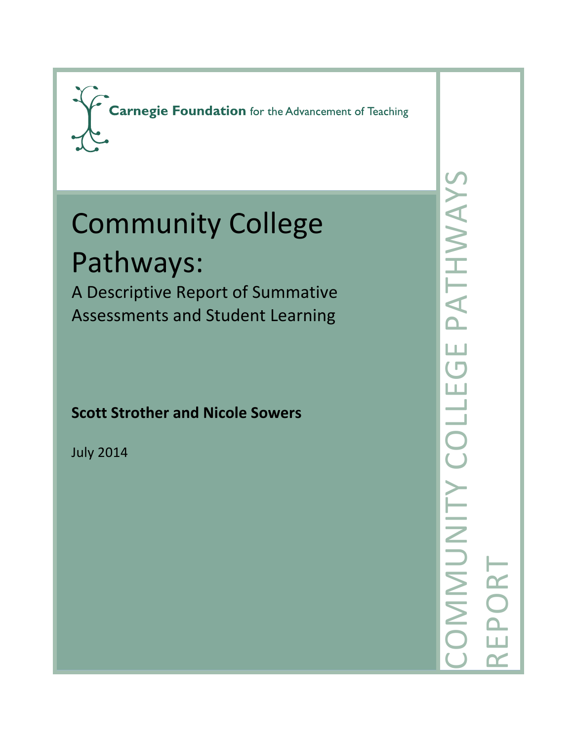Carnegie Foundation for the Advancement of Teaching

# Community College Pathways:

## A Descriptive Report of Summative Assessments and Student Learning

**Scott Strother and Nicole Sowers**

July 2014

COMMUNITY COLLEGE PATHWAYS REPORT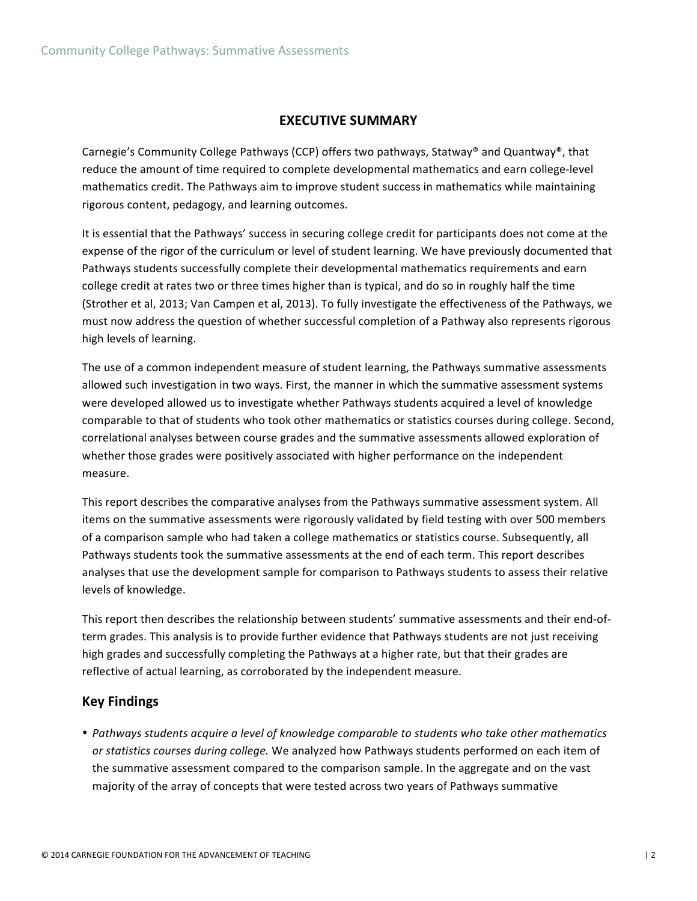## EXECUTIVE SUMMARY

Carnegie's Community College Pathways (CCP) offers two pathways, Statway® and Quantway®, that reduce the amount of time required to complete developmental mathematics and earn college-level mathematics credit. The Pathways aim to improve student success in mathematics while maintaining rigorous content, pedagogy, and learning outcomes.

It is essential that the Pathways' success in securing college credit for participants does not come at the expense of the rigor of the curriculum or level of student learning. We have previously documented that Pathways students successfully complete their developmental mathematics requirements and earn college credit at rates two or three times higher than is typical, and do so in roughly half the time (Strother et al, 2013; Van Campen et al, 2013). To fully investigate the effectiveness of the Pathways, we must now address the question of whether successful completion of a Pathway also represents rigorous high levels of learning.

The use of a common independent measure of student learning, the Pathways summative assessments allowed such investigation in two ways. First, the manner in which the summative assessment systems were developed allowed us to investigate whether Pathways students acquired a level of knowledge comparable to that of students who took other mathematics or statistics courses during college. Second, correlational analyses between course grades and the summative assessments allowed exploration of whether those grades were positively associated with higher performance on the independent measure.

This report describes the comparative analyses from the Pathways summative assessment system. All items on the summative assessments were rigorously validated by field testing with over 500 members of a comparison sample who had taken a college mathematics or statistics course. Subsequently, all Pathways students took the summative assessments at the end of each term. This report describes analyses that use the development sample for comparison to Pathways students to assess their relative levels of knowledge.

This report then describes the relationship between students' summative assessments and their end-of-term grades. This analysis is to provide further evidence that Pathways students are not just receiving high grades and successfully completing the Pathways at a higher rate, but that their grades are reflective of actual learning, as corroborated by the independent measure.

### Key Findings

- *Pathways students acquire a level of knowledge comparable to students who take other mathematics or statistics courses during college.* We analyzed how Pathways students performed on each item of the summative assessment compared to the comparison sample. In the aggregate and on the vast majority of the array of concepts that were tested across two years of Pathways summative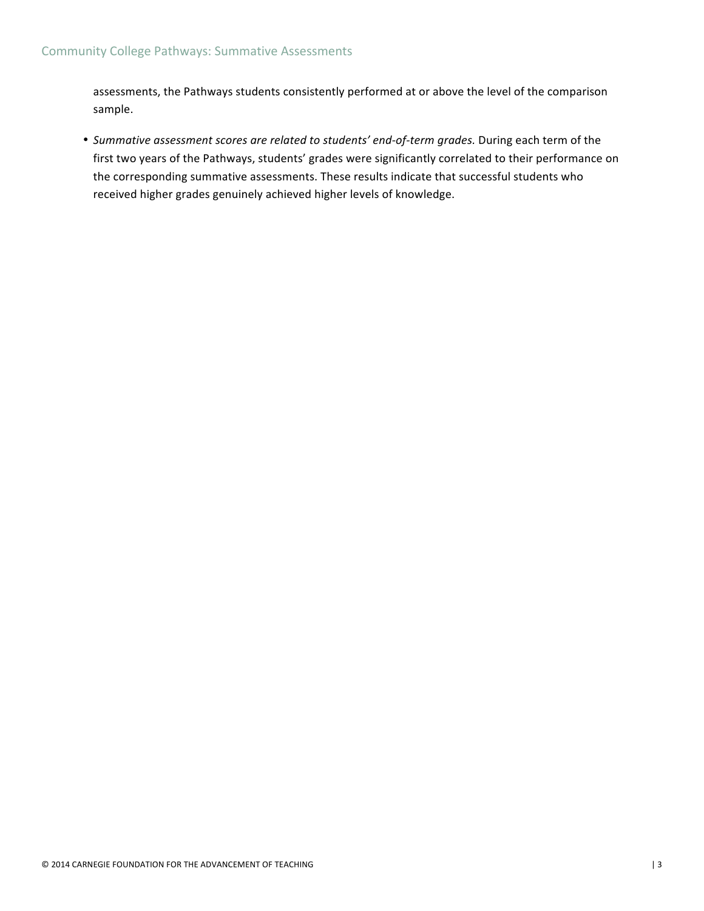assessments, the Pathways students consistently performed at or above the level of the comparison sample.

- *Summative assessment scores are related to students' end-of-term grades.* During each term of the first two years of the Pathways, students' grades were significantly correlated to their performance on the corresponding summative assessments. These results indicate that successful students who received higher grades genuinely achieved higher levels of knowledge.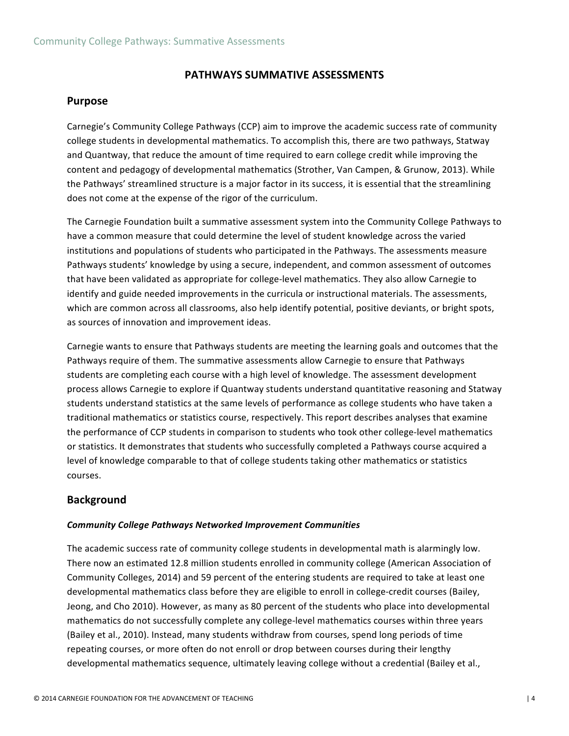## PATHWAYS SUMMATIVE ASSESSMENTS

### Purpose

Carnegie's Community College Pathways (CCP) aim to improve the academic success rate of community college students in developmental mathematics. To accomplish this, there are two pathways, Statway and Quantway, that reduce the amount of time required to earn college credit while improving the content and pedagogy of developmental mathematics (Strother, Van Campen, & Grunow, 2013). While the Pathways' streamlined structure is a major factor in its success, it is essential that the streamlining does not come at the expense of the rigor of the curriculum.

The Carnegie Foundation built a summative assessment system into the Community College Pathways to have a common measure that could determine the level of student knowledge across the varied institutions and populations of students who participated in the Pathways. The assessments measure Pathways students' knowledge by using a secure, independent, and common assessment of outcomes that have been validated as appropriate for college-level mathematics. They also allow Carnegie to identify and guide needed improvements in the curricula or instructional materials. The assessments, which are common across all classrooms, also help identify potential, positive deviants, or bright spots, as sources of innovation and improvement ideas.

Carnegie wants to ensure that Pathways students are meeting the learning goals and outcomes that the Pathways require of them. The summative assessments allow Carnegie to ensure that Pathways students are completing each course with a high level of knowledge. The assessment development process allows Carnegie to explore if Quantway students understand quantitative reasoning and Statway students understand statistics at the same levels of performance as college students who have taken a traditional mathematics or statistics course, respectively. This report describes analyses that examine the performance of CCP students in comparison to students who took other college-level mathematics or statistics. It demonstrates that students who successfully completed a Pathways course acquired a level of knowledge comparable to that of college students taking other mathematics or statistics courses.

### Background

#### *Community College Pathways Networked Improvement Communities*

The academic success rate of community college students in developmental math is alarmingly low. There now an estimated 12.8 million students enrolled in community college (American Association of Community Colleges, 2014) and 59 percent of the entering students are required to take at least one developmental mathematics class before they are eligible to enroll in college-credit courses (Bailey, Jeong, and Cho 2010). However, as many as 80 percent of the students who place into developmental mathematics do not successfully complete any college-level mathematics courses within three years (Bailey et al., 2010). Instead, many students withdraw from courses, spend long periods of time repeating courses, or more often do not enroll or drop between courses during their lengthy developmental mathematics sequence, ultimately leaving college without a credential (Bailey et al.,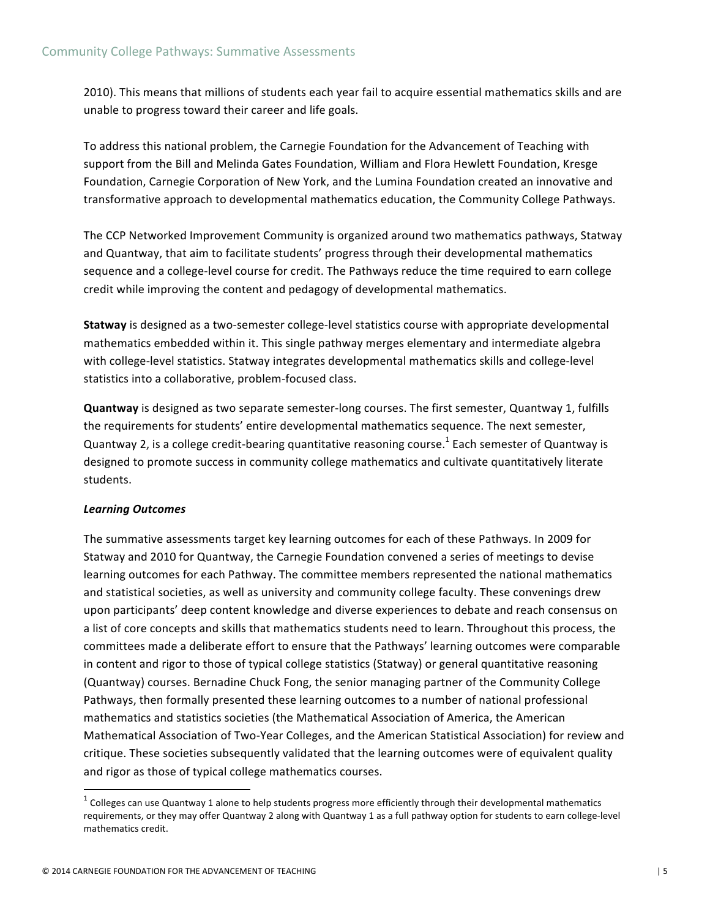2010). This means that millions of students each year fail to acquire essential mathematics skills and are unable to progress toward their career and life goals.

To address this national problem, the Carnegie Foundation for the Advancement of Teaching with support from the Bill and Melinda Gates Foundation, William and Flora Hewlett Foundation, Kresge Foundation, Carnegie Corporation of New York, and the Lumina Foundation created an innovative and transformative approach to developmental mathematics education, the Community College Pathways.

The CCP Networked Improvement Community is organized around two mathematics pathways, Statway and Quantway, that aim to facilitate students' progress through their developmental mathematics sequence and a college-level course for credit. The Pathways reduce the time required to earn college credit while improving the content and pedagogy of developmental mathematics.

**Statway** is designed as a two-semester college-level statistics course with appropriate developmental mathematics embedded within it. This single pathway merges elementary and intermediate algebra with college-level statistics. Statway integrates developmental mathematics skills and college-level statistics into a collaborative, problem-focused class.

**Quantway** is designed as two separate semester-long courses. The first semester, Quantway 1, fulfills the requirements for students' entire developmental mathematics sequence. The next semester, Quantway 2, is a college credit-bearing quantitative reasoning course.[1] Each semester of Quantway is designed to promote success in community college mathematics and cultivate quantitatively literate students.

***Learning Outcomes***

The summative assessments target key learning outcomes for each of these Pathways. In 2009 for Statway and 2010 for Quantway, the Carnegie Foundation convened a series of meetings to devise learning outcomes for each Pathway. The committee members represented the national mathematics and statistical societies, as well as university and community college faculty. These convenings drew upon participants' deep content knowledge and diverse experiences to debate and reach consensus on a list of core concepts and skills that mathematics students need to learn. Throughout this process, the committees made a deliberate effort to ensure that the Pathways' learning outcomes were comparable in content and rigor to those of typical college statistics (Statway) or general quantitative reasoning (Quantway) courses. Bernadine Chuck Fong, the senior managing partner of the Community College Pathways, then formally presented these learning outcomes to a number of national professional mathematics and statistics societies (the Mathematical Association of America, the American Mathematical Association of Two-Year Colleges, and the American Statistical Association) for review and critique. These societies subsequently validated that the learning outcomes were of equivalent quality and rigor as those of typical college mathematics courses.

[1] Colleges can use Quantway 1 alone to help students progress more efficiently through their developmental mathematics requirements, or they may offer Quantway 2 along with Quantway 1 as a full pathway option for students to earn college-level mathematics credit.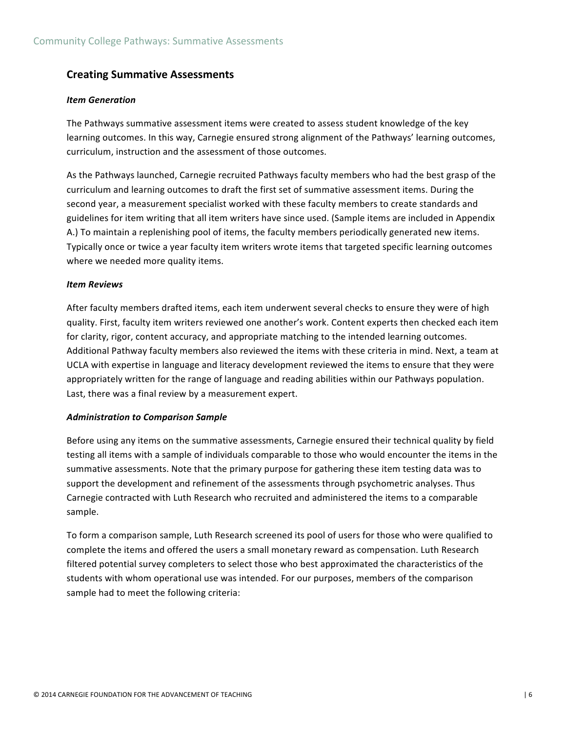## Creating Summative Assessments

### *Item Generation*

The Pathways summative assessment items were created to assess student knowledge of the key learning outcomes. In this way, Carnegie ensured strong alignment of the Pathways' learning outcomes, curriculum, instruction and the assessment of those outcomes.

As the Pathways launched, Carnegie recruited Pathways faculty members who had the best grasp of the curriculum and learning outcomes to draft the first set of summative assessment items. During the second year, a measurement specialist worked with these faculty members to create standards and guidelines for item writing that all item writers have since used. (Sample items are included in Appendix A.) To maintain a replenishing pool of items, the faculty members periodically generated new items. Typically once or twice a year faculty item writers wrote items that targeted specific learning outcomes where we needed more quality items.

### *Item Reviews*

After faculty members drafted items, each item underwent several checks to ensure they were of high quality. First, faculty item writers reviewed one another's work. Content experts then checked each item for clarity, rigor, content accuracy, and appropriate matching to the intended learning outcomes. Additional Pathway faculty members also reviewed the items with these criteria in mind. Next, a team at UCLA with expertise in language and literacy development reviewed the items to ensure that they were appropriately written for the range of language and reading abilities within our Pathways population. Last, there was a final review by a measurement expert.

### *Administration to Comparison Sample*

Before using any items on the summative assessments, Carnegie ensured their technical quality by field testing all items with a sample of individuals comparable to those who would encounter the items in the summative assessments. Note that the primary purpose for gathering these item testing data was to support the development and refinement of the assessments through psychometric analyses. Thus Carnegie contracted with Luth Research who recruited and administered the items to a comparable sample.

To form a comparison sample, Luth Research screened its pool of users for those who were qualified to complete the items and offered the users a small monetary reward as compensation. Luth Research filtered potential survey completers to select those who best approximated the characteristics of the students with whom operational use was intended. For our purposes, members of the comparison sample had to meet the following criteria: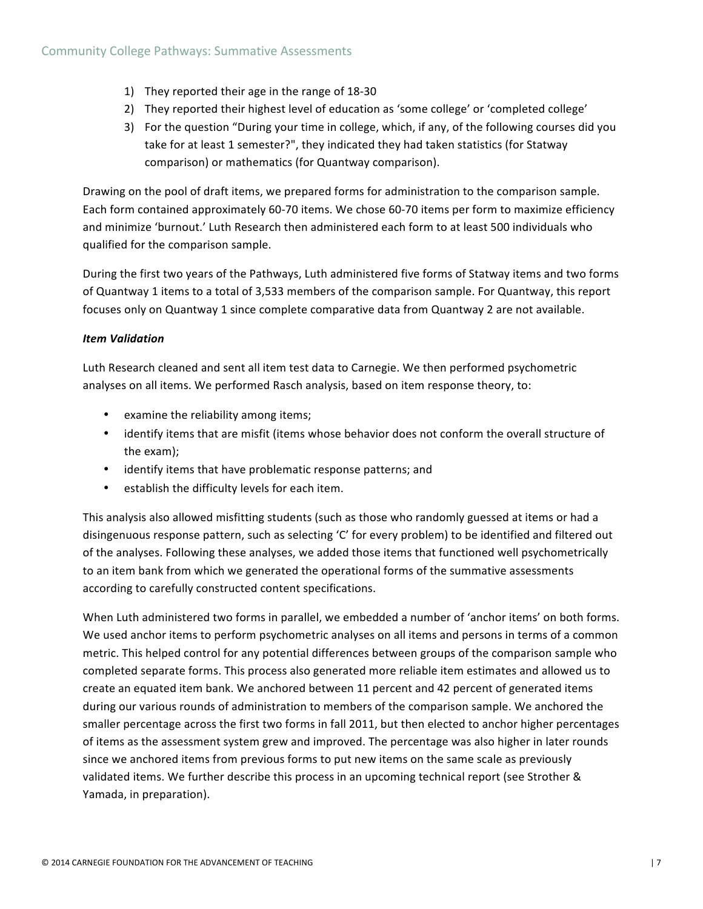1) They reported their age in the range of 18-30
2) They reported their highest level of education as 'some college' or 'completed college'
3) For the question "During your time in college, which, if any, of the following courses did you take for at least 1 semester?", they indicated they had taken statistics (for Statway comparison) or mathematics (for Quantway comparison).

Drawing on the pool of draft items, we prepared forms for administration to the comparison sample. Each form contained approximately 60-70 items. We chose 60-70 items per form to maximize efficiency and minimize 'burnout.' Luth Research then administered each form to at least 500 individuals who qualified for the comparison sample.

During the first two years of the Pathways, Luth administered five forms of Statway items and two forms of Quantway 1 items to a total of 3,533 members of the comparison sample. For Quantway, this report focuses only on Quantway 1 since complete comparative data from Quantway 2 are not available.

***Item Validation***

Luth Research cleaned and sent all item test data to Carnegie. We then performed psychometric analyses on all items. We performed Rasch analysis, based on item response theory, to:

- examine the reliability among items;
- identify items that are misfit (items whose behavior does not conform the overall structure of the exam);
- identify items that have problematic response patterns; and
- establish the difficulty levels for each item.

This analysis also allowed misfitting students (such as those who randomly guessed at items or had a disingenuous response pattern, such as selecting 'C' for every problem) to be identified and filtered out of the analyses. Following these analyses, we added those items that functioned well psychometrically to an item bank from which we generated the operational forms of the summative assessments according to carefully constructed content specifications.

When Luth administered two forms in parallel, we embedded a number of 'anchor items' on both forms. We used anchor items to perform psychometric analyses on all items and persons in terms of a common metric. This helped control for any potential differences between groups of the comparison sample who completed separate forms. This process also generated more reliable item estimates and allowed us to create an equated item bank. We anchored between 11 percent and 42 percent of generated items during our various rounds of administration to members of the comparison sample. We anchored the smaller percentage across the first two forms in fall 2011, but then elected to anchor higher percentages of items as the assessment system grew and improved. The percentage was also higher in later rounds since we anchored items from previous forms to put new items on the same scale as previously validated items. We further describe this process in an upcoming technical report (see Strother & Yamada, in preparation).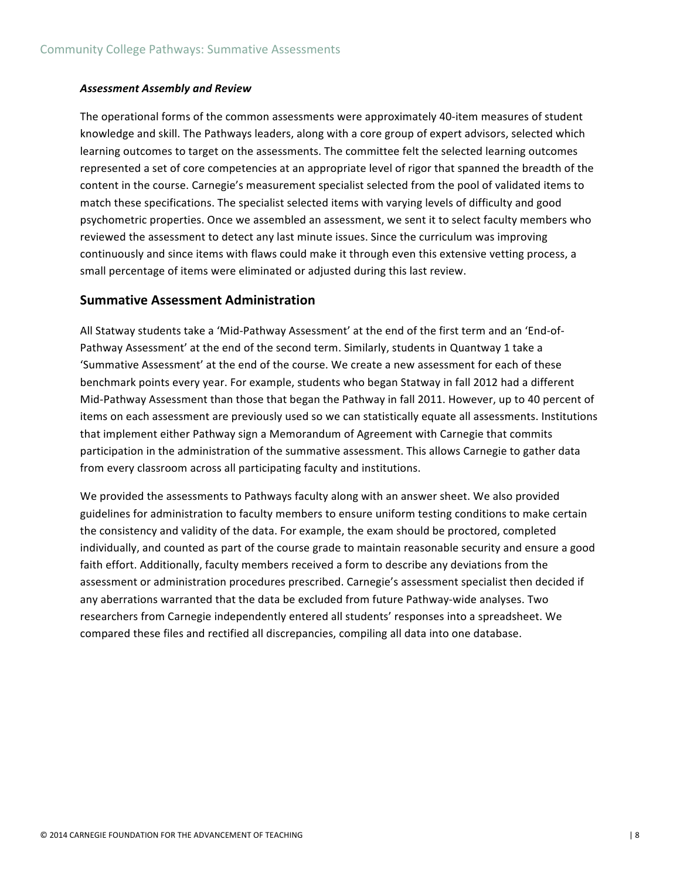***Assessment Assembly and Review***

The operational forms of the common assessments were approximately 40-item measures of student knowledge and skill. The Pathways leaders, along with a core group of expert advisors, selected which learning outcomes to target on the assessments. The committee felt the selected learning outcomes represented a set of core competencies at an appropriate level of rigor that spanned the breadth of the content in the course. Carnegie's measurement specialist selected from the pool of validated items to match these specifications. The specialist selected items with varying levels of difficulty and good psychometric properties. Once we assembled an assessment, we sent it to select faculty members who reviewed the assessment to detect any last minute issues. Since the curriculum was improving continuously and since items with flaws could make it through even this extensive vetting process, a small percentage of items were eliminated or adjusted during this last review.

## Summative Assessment Administration

All Statway students take a 'Mid-Pathway Assessment' at the end of the first term and an 'End-of-Pathway Assessment' at the end of the second term. Similarly, students in Quantway 1 take a 'Summative Assessment' at the end of the course. We create a new assessment for each of these benchmark points every year. For example, students who began Statway in fall 2012 had a different Mid-Pathway Assessment than those that began the Pathway in fall 2011. However, up to 40 percent of items on each assessment are previously used so we can statistically equate all assessments. Institutions that implement either Pathway sign a Memorandum of Agreement with Carnegie that commits participation in the administration of the summative assessment. This allows Carnegie to gather data from every classroom across all participating faculty and institutions.

We provided the assessments to Pathways faculty along with an answer sheet. We also provided guidelines for administration to faculty members to ensure uniform testing conditions to make certain the consistency and validity of the data. For example, the exam should be proctored, completed individually, and counted as part of the course grade to maintain reasonable security and ensure a good faith effort. Additionally, faculty members received a form to describe any deviations from the assessment or administration procedures prescribed. Carnegie's assessment specialist then decided if any aberrations warranted that the data be excluded from future Pathway-wide analyses. Two researchers from Carnegie independently entered all students' responses into a spreadsheet. We compared these files and rectified all discrepancies, compiling all data into one database.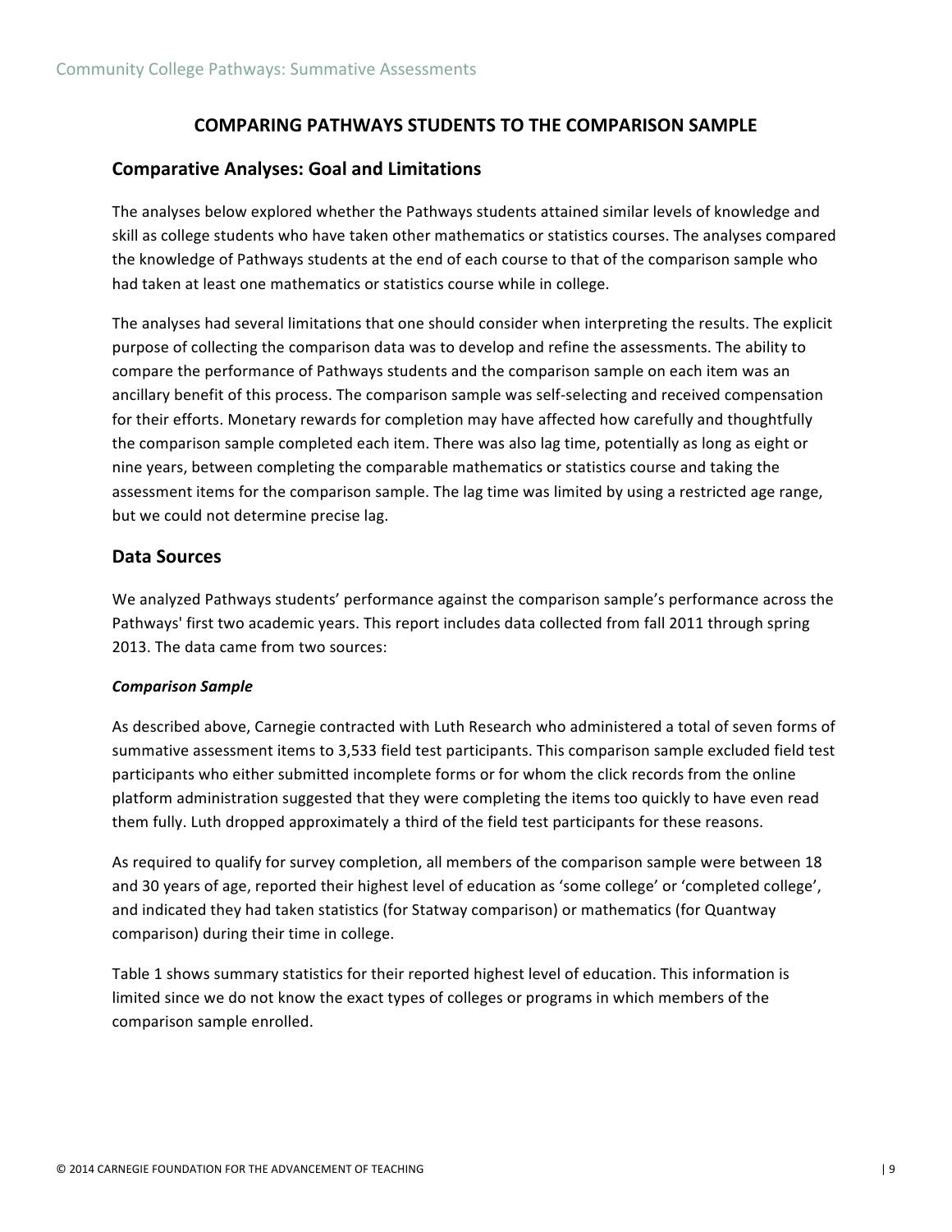## COMPARING PATHWAYS STUDENTS TO THE COMPARISON SAMPLE

### Comparative Analyses: Goal and Limitations

The analyses below explored whether the Pathways students attained similar levels of knowledge and skill as college students who have taken other mathematics or statistics courses. The analyses compared the knowledge of Pathways students at the end of each course to that of the comparison sample who had taken at least one mathematics or statistics course while in college.

The analyses had several limitations that one should consider when interpreting the results. The explicit purpose of collecting the comparison data was to develop and refine the assessments. The ability to compare the performance of Pathways students and the comparison sample on each item was an ancillary benefit of this process. The comparison sample was self-selecting and received compensation for their efforts. Monetary rewards for completion may have affected how carefully and thoughtfully the comparison sample completed each item. There was also lag time, potentially as long as eight or nine years, between completing the comparable mathematics or statistics course and taking the assessment items for the comparison sample. The lag time was limited by using a restricted age range, but we could not determine precise lag.

### Data Sources

We analyzed Pathways students' performance against the comparison sample's performance across the Pathways' first two academic years. This report includes data collected from fall 2011 through spring 2013. The data came from two sources:

***Comparison Sample***

As described above, Carnegie contracted with Luth Research who administered a total of seven forms of summative assessment items to 3,533 field test participants. This comparison sample excluded field test participants who either submitted incomplete forms or for whom the click records from the online platform administration suggested that they were completing the items too quickly to have even read them fully. Luth dropped approximately a third of the field test participants for these reasons.

As required to qualify for survey completion, all members of the comparison sample were between 18 and 30 years of age, reported their highest level of education as 'some college' or 'completed college', and indicated they had taken statistics (for Statway comparison) or mathematics (for Quantway comparison) during their time in college.

Table 1 shows summary statistics for their reported highest level of education. This information is limited since we do not know the exact types of colleges or programs in which members of the comparison sample enrolled.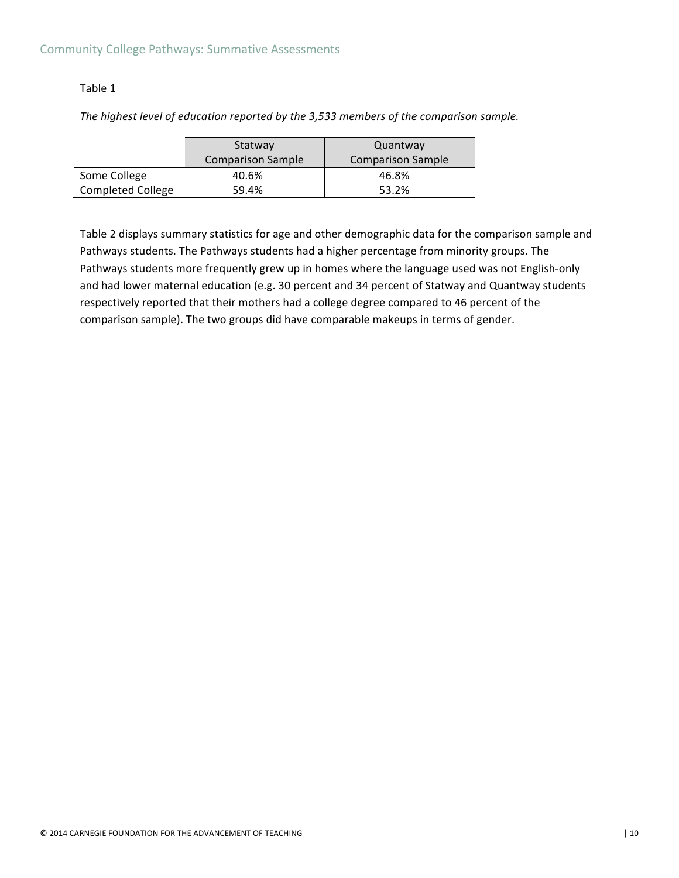Table 1

*The highest level of education reported by the 3,533 members of the comparison sample.*

| | Statway Comparison Sample | Quantway Comparison Sample |
|---|---|---|
| Some College | 40.6% | 46.8% |
| Completed College | 59.4% | 53.2% |

Table 2 displays summary statistics for age and other demographic data for the comparison sample and Pathways students. The Pathways students had a higher percentage from minority groups. The Pathways students more frequently grew up in homes where the language used was not English-only and had lower maternal education (e.g. 30 percent and 34 percent of Statway and Quantway students respectively reported that their mothers had a college degree compared to 46 percent of the comparison sample). The two groups did have comparable makeups in terms of gender.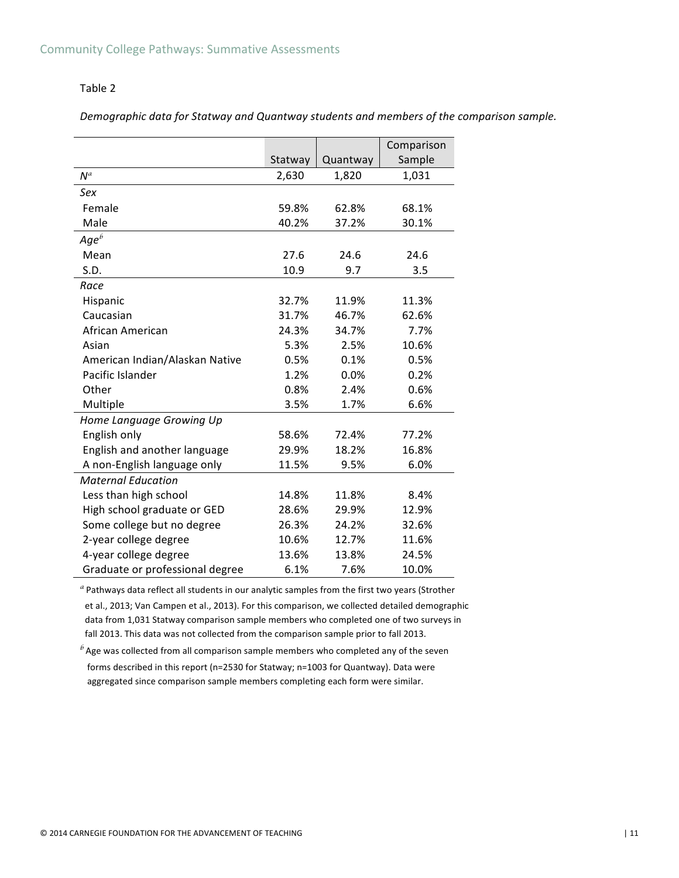Table 2

*Demographic data for Statway and Quantway students and members of the comparison sample.*

| | Statway | Quantway | Comparison Sample |
|---|---|---|---|
| *N*[a] | 2,630 | 1,820 | 1,031 |
| *Sex* | | | |
| Female | 59.8% | 62.8% | 68.1% |
| Male | 40.2% | 37.2% | 30.1% |
| *Age*[b] | | | |
| Mean | 27.6 | 24.6 | 24.6 |
| S.D. | 10.9 | 9.7 | 3.5 |
| *Race* | | | |
| Hispanic | 32.7% | 11.9% | 11.3% |
| Caucasian | 31.7% | 46.7% | 62.6% |
| African American | 24.3% | 34.7% | 7.7% |
| Asian | 5.3% | 2.5% | 10.6% |
| American Indian/Alaskan Native | 0.5% | 0.1% | 0.5% |
| Pacific Islander | 1.2% | 0.0% | 0.2% |
| Other | 0.8% | 2.4% | 0.6% |
| Multiple | 3.5% | 1.7% | 6.6% |
| *Home Language Growing Up* | | | |
| English only | 58.6% | 72.4% | 77.2% |
| English and another language | 29.9% | 18.2% | 16.8% |
| A non-English language only | 11.5% | 9.5% | 6.0% |
| *Maternal Education* | | | |
| Less than high school | 14.8% | 11.8% | 8.4% |
| High school graduate or GED | 28.6% | 29.9% | 12.9% |
| Some college but no degree | 26.3% | 24.2% | 32.6% |
| 2-year college degree | 10.6% | 12.7% | 11.6% |
| 4-year college degree | 13.6% | 13.8% | 24.5% |
| Graduate or professional degree | 6.1% | 7.6% | 10.0% |

[a] Pathways data reflect all students in our analytic samples from the first two years (Strother et al., 2013; Van Campen et al., 2013). For this comparison, we collected detailed demographic data from 1,031 Statway comparison sample members who completed one of two surveys in fall 2013. This data was not collected from the comparison sample prior to fall 2013.

[b] Age was collected from all comparison sample members who completed any of the seven forms described in this report (n=2530 for Statway; n=1003 for Quantway). Data were aggregated since comparison sample members completing each form were similar.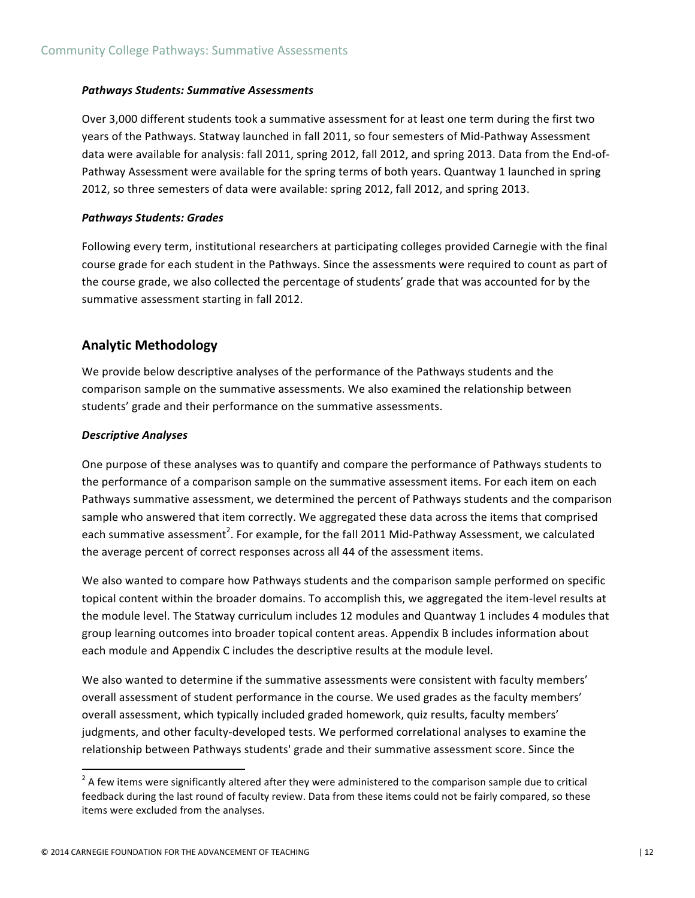***Pathways Students: Summative Assessments***

Over 3,000 different students took a summative assessment for at least one term during the first two years of the Pathways. Statway launched in fall 2011, so four semesters of Mid-Pathway Assessment data were available for analysis: fall 2011, spring 2012, fall 2012, and spring 2013. Data from the End-of-Pathway Assessment were available for the spring terms of both years. Quantway 1 launched in spring 2012, so three semesters of data were available: spring 2012, fall 2012, and spring 2013.

***Pathways Students: Grades***

Following every term, institutional researchers at participating colleges provided Carnegie with the final course grade for each student in the Pathways. Since the assessments were required to count as part of the course grade, we also collected the percentage of students' grade that was accounted for by the summative assessment starting in fall 2012.

## Analytic Methodology

We provide below descriptive analyses of the performance of the Pathways students and the comparison sample on the summative assessments. We also examined the relationship between students' grade and their performance on the summative assessments.

***Descriptive Analyses***

One purpose of these analyses was to quantify and compare the performance of Pathways students to the performance of a comparison sample on the summative assessment items. For each item on each Pathways summative assessment, we determined the percent of Pathways students and the comparison sample who answered that item correctly. We aggregated these data across the items that comprised each summative assessment[2]. For example, for the fall 2011 Mid-Pathway Assessment, we calculated the average percent of correct responses across all 44 of the assessment items.

We also wanted to compare how Pathways students and the comparison sample performed on specific topical content within the broader domains. To accomplish this, we aggregated the item-level results at the module level. The Statway curriculum includes 12 modules and Quantway 1 includes 4 modules that group learning outcomes into broader topical content areas. Appendix B includes information about each module and Appendix C includes the descriptive results at the module level.

We also wanted to determine if the summative assessments were consistent with faculty members' overall assessment of student performance in the course. We used grades as the faculty members' overall assessment, which typically included graded homework, quiz results, faculty members' judgments, and other faculty-developed tests. We performed correlational analyses to examine the relationship between Pathways students' grade and their summative assessment score. Since the

[2] A few items were significantly altered after they were administered to the comparison sample due to critical feedback during the last round of faculty review. Data from these items could not be fairly compared, so these items were excluded from the analyses.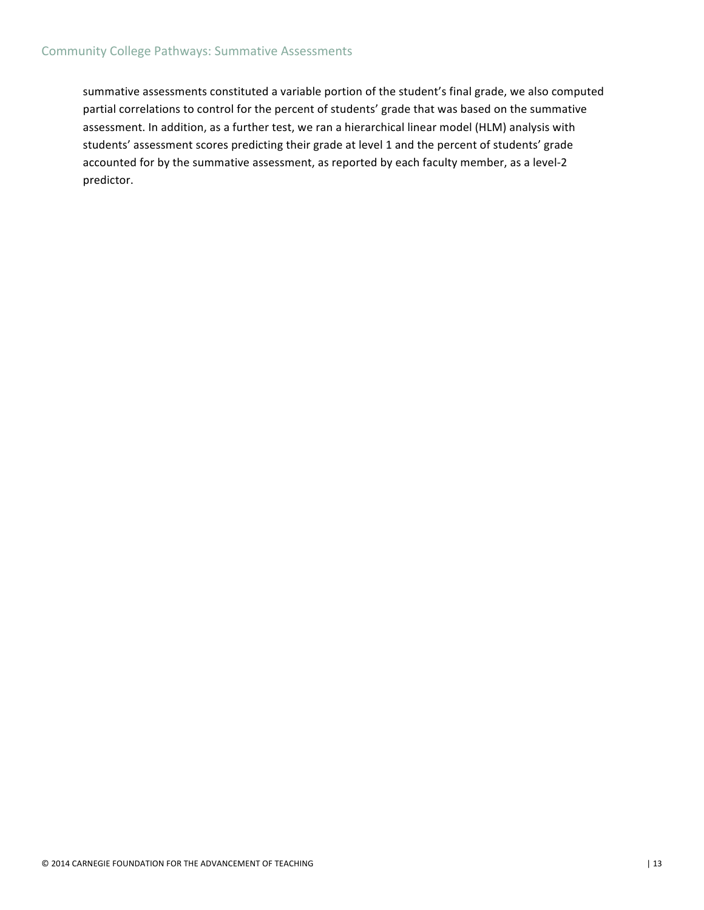summative assessments constituted a variable portion of the student's final grade, we also computed partial correlations to control for the percent of students' grade that was based on the summative assessment. In addition, as a further test, we ran a hierarchical linear model (HLM) analysis with students' assessment scores predicting their grade at level 1 and the percent of students' grade accounted for by the summative assessment, as reported by each faculty member, as a level-2 predictor.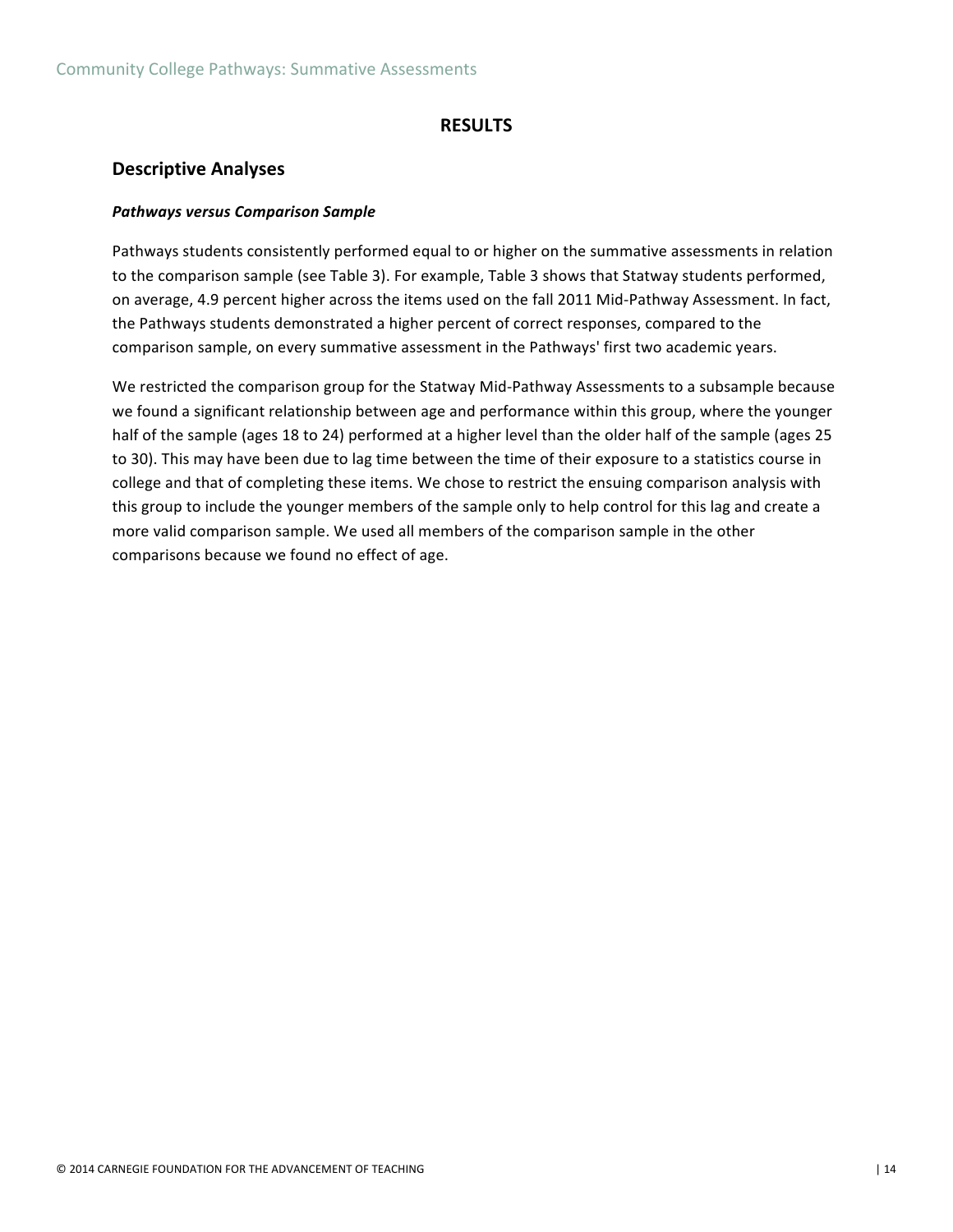## RESULTS

### Descriptive Analyses

***Pathways versus Comparison Sample***

Pathways students consistently performed equal to or higher on the summative assessments in relation to the comparison sample (see Table 3). For example, Table 3 shows that Statway students performed, on average, 4.9 percent higher across the items used on the fall 2011 Mid-Pathway Assessment. In fact, the Pathways students demonstrated a higher percent of correct responses, compared to the comparison sample, on every summative assessment in the Pathways' first two academic years.

We restricted the comparison group for the Statway Mid-Pathway Assessments to a subsample because we found a significant relationship between age and performance within this group, where the younger half of the sample (ages 18 to 24) performed at a higher level than the older half of the sample (ages 25 to 30). This may have been due to lag time between the time of their exposure to a statistics course in college and that of completing these items. We chose to restrict the ensuing comparison analysis with this group to include the younger members of the sample only to help control for this lag and create a more valid comparison sample. We used all members of the comparison sample in the other comparisons because we found no effect of age.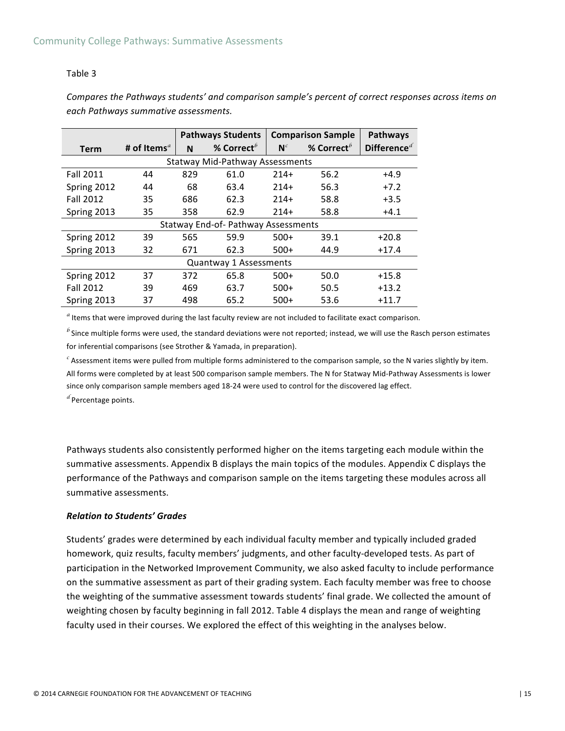Table 3

*Compares the Pathways students' and comparison sample's percent of correct responses across items on each Pathways summative assessments.*

| Term | # of Items[a] | Pathways Students | | Comparison Sample | | Pathways |
|---|---|---|---|---|---|---|
| | | N | % Correct[b] | N[c] | % Correct[b] | Difference[d] |
| **Statway Mid-Pathway Assessments** | | | | | | |
| Fall 2011 | 44 | 829 | 61.0 | 214+ | 56.2 | +4.9 |
| Spring 2012 | 44 | 68 | 63.4 | 214+ | 56.3 | +7.2 |
| Fall 2012 | 35 | 686 | 62.3 | 214+ | 58.8 | +3.5 |
| Spring 2013 | 35 | 358 | 62.9 | 214+ | 58.8 | +4.1 |
| **Statway End-of- Pathway Assessments** | | | | | | |
| Spring 2012 | 39 | 565 | 59.9 | 500+ | 39.1 | +20.8 |
| Spring 2013 | 32 | 671 | 62.3 | 500+ | 44.9 | +17.4 |
| **Quantway 1 Assessments** | | | | | | |
| Spring 2012 | 37 | 372 | 65.8 | 500+ | 50.0 | +15.8 |
| Fall 2012 | 39 | 469 | 63.7 | 500+ | 50.5 | +13.2 |
| Spring 2013 | 37 | 498 | 65.2 | 500+ | 53.6 | +11.7 |

[a] Items that were improved during the last faculty review are not included to facilitate exact comparison.

[b] Since multiple forms were used, the standard deviations were not reported; instead, we will use the Rasch person estimates for inferential comparisons (see Strother & Yamada, in preparation).

[c] Assessment items were pulled from multiple forms administered to the comparison sample, so the N varies slightly by item. All forms were completed by at least 500 comparison sample members. The N for Statway Mid-Pathway Assessments is lower since only comparison sample members aged 18-24 were used to control for the discovered lag effect.

[d] Percentage points.

Pathways students also consistently performed higher on the items targeting each module within the summative assessments. Appendix B displays the main topics of the modules. Appendix C displays the performance of the Pathways and comparison sample on the items targeting these modules across all summative assessments.

***Relation to Students' Grades***

Students' grades were determined by each individual faculty member and typically included graded homework, quiz results, faculty members' judgments, and other faculty-developed tests. As part of participation in the Networked Improvement Community, we also asked faculty to include performance on the summative assessment as part of their grading system. Each faculty member was free to choose the weighting of the summative assessment towards students' final grade. We collected the amount of weighting chosen by faculty beginning in fall 2012. Table 4 displays the mean and range of weighting faculty used in their courses. We explored the effect of this weighting in the analyses below.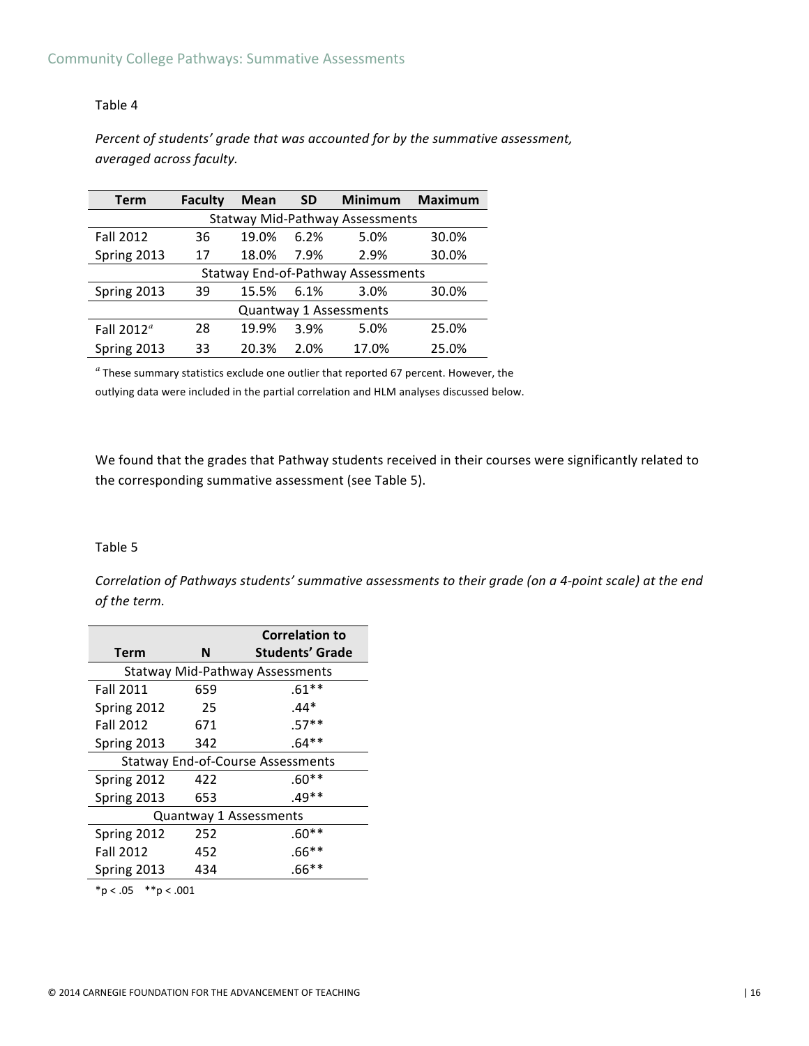Table 4

*Percent of students' grade that was accounted for by the summative assessment, averaged across faculty.*

| Term | Faculty | Mean | SD | Minimum | Maximum |
|---|---|---|---|---|---|
| Statway Mid-Pathway Assessments | | | | | |
| Fall 2012 | 36 | 19.0% | 6.2% | 5.0% | 30.0% |
| Spring 2013 | 17 | 18.0% | 7.9% | 2.9% | 30.0% |
| Statway End-of-Pathway Assessments | | | | | |
| Spring 2013 | 39 | 15.5% | 6.1% | 3.0% | 30.0% |
| Quantway 1 Assessments | | | | | |
| Fall 2012[a] | 28 | 19.9% | 3.9% | 5.0% | 25.0% |
| Spring 2013 | 33 | 20.3% | 2.0% | 17.0% | 25.0% |

[a] These summary statistics exclude one outlier that reported 67 percent. However, the outlying data were included in the partial correlation and HLM analyses discussed below.

We found that the grades that Pathway students received in their courses were significantly related to the corresponding summative assessment (see Table 5).

Table 5

*Correlation of Pathways students' summative assessments to their grade (on a 4-point scale) at the end of the term.*

| Term | N | Correlation to Students' Grade |
|---|---|---|
| Statway Mid-Pathway Assessments | | |
| Fall 2011 | 659 | .61** |
| Spring 2012 | 25 | .44* |
| Fall 2012 | 671 | .57** |
| Spring 2013 | 342 | .64** |
| Statway End-of-Course Assessments | | |
| Spring 2012 | 422 | .60** |
| Spring 2013 | 653 | .49** |
| Quantway 1 Assessments | | |
| Spring 2012 | 252 | .60** |
| Fall 2012 | 452 | .66** |
| Spring 2013 | 434 | .66** |

*$p < .05$ **$p < .001$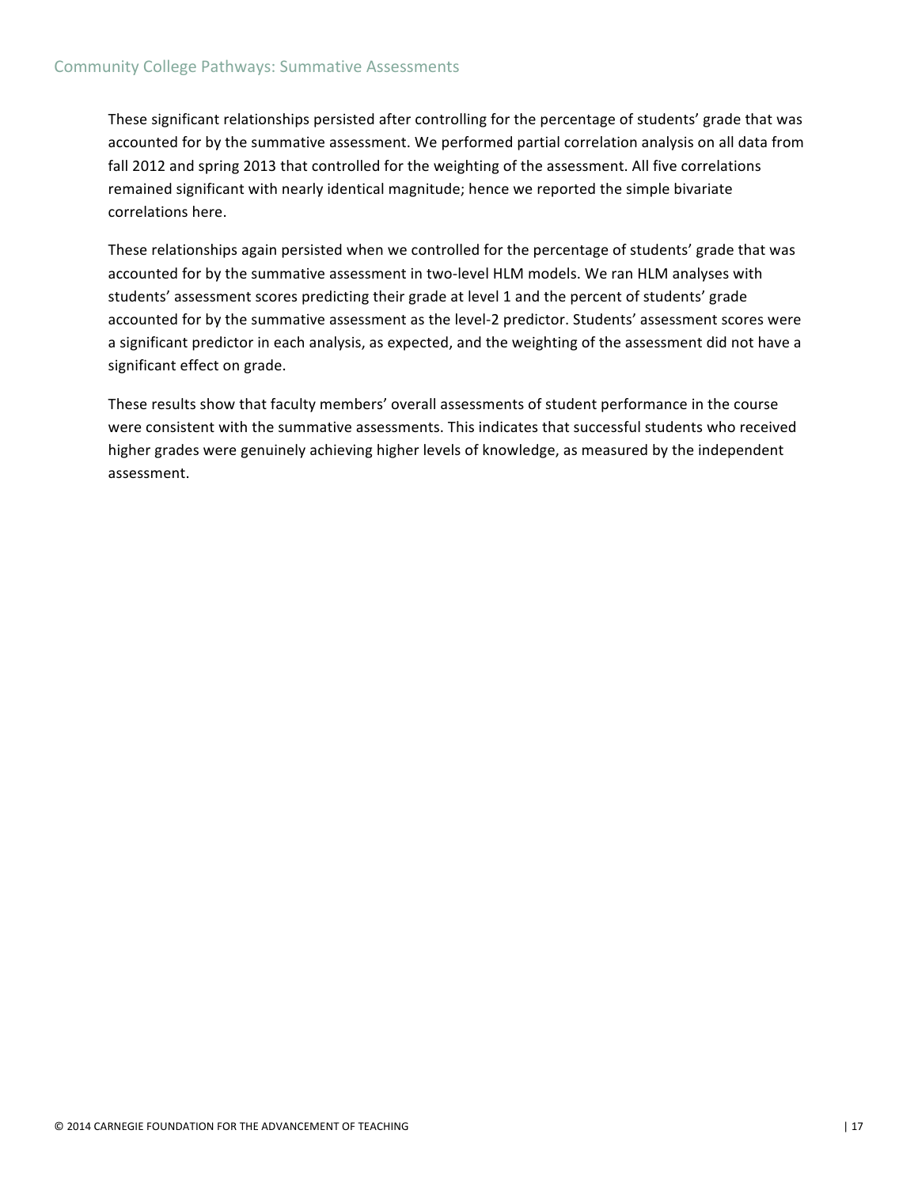These significant relationships persisted after controlling for the percentage of students' grade that was accounted for by the summative assessment. We performed partial correlation analysis on all data from fall 2012 and spring 2013 that controlled for the weighting of the assessment. All five correlations remained significant with nearly identical magnitude; hence we reported the simple bivariate correlations here.

These relationships again persisted when we controlled for the percentage of students' grade that was accounted for by the summative assessment in two-level HLM models. We ran HLM analyses with students' assessment scores predicting their grade at level 1 and the percent of students' grade accounted for by the summative assessment as the level-2 predictor. Students' assessment scores were a significant predictor in each analysis, as expected, and the weighting of the assessment did not have a significant effect on grade.

These results show that faculty members' overall assessments of student performance in the course were consistent with the summative assessments. This indicates that successful students who received higher grades were genuinely achieving higher levels of knowledge, as measured by the independent assessment.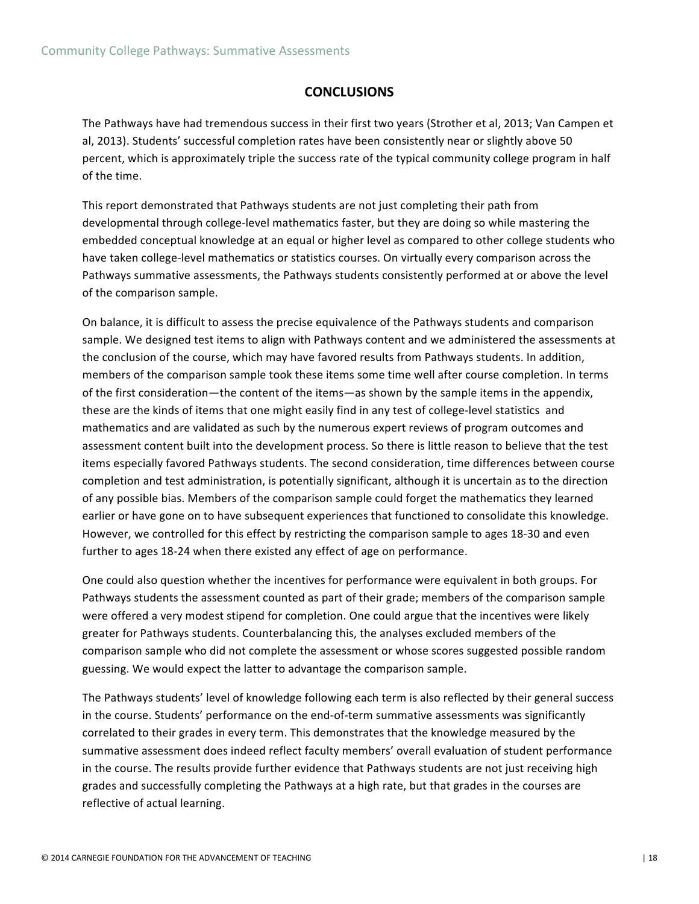## CONCLUSIONS

The Pathways have had tremendous success in their first two years (Strother et al, 2013; Van Campen et al, 2013). Students' successful completion rates have been consistently near or slightly above 50 percent, which is approximately triple the success rate of the typical community college program in half of the time.

This report demonstrated that Pathways students are not just completing their path from developmental through college-level mathematics faster, but they are doing so while mastering the embedded conceptual knowledge at an equal or higher level as compared to other college students who have taken college-level mathematics or statistics courses. On virtually every comparison across the Pathways summative assessments, the Pathways students consistently performed at or above the level of the comparison sample.

On balance, it is difficult to assess the precise equivalence of the Pathways students and comparison sample. We designed test items to align with Pathways content and we administered the assessments at the conclusion of the course, which may have favored results from Pathways students. In addition, members of the comparison sample took these items some time well after course completion. In terms of the first consideration—the content of the items—as shown by the sample items in the appendix, these are the kinds of items that one might easily find in any test of college-level statistics and mathematics and are validated as such by the numerous expert reviews of program outcomes and assessment content built into the development process. So there is little reason to believe that the test items especially favored Pathways students. The second consideration, time differences between course completion and test administration, is potentially significant, although it is uncertain as to the direction of any possible bias. Members of the comparison sample could forget the mathematics they learned earlier or have gone on to have subsequent experiences that functioned to consolidate this knowledge. However, we controlled for this effect by restricting the comparison sample to ages 18-30 and even further to ages 18-24 when there existed any effect of age on performance.

One could also question whether the incentives for performance were equivalent in both groups. For Pathways students the assessment counted as part of their grade; members of the comparison sample were offered a very modest stipend for completion. One could argue that the incentives were likely greater for Pathways students. Counterbalancing this, the analyses excluded members of the comparison sample who did not complete the assessment or whose scores suggested possible random guessing. We would expect the latter to advantage the comparison sample.

The Pathways students' level of knowledge following each term is also reflected by their general success in the course. Students' performance on the end-of-term summative assessments was significantly correlated to their grades in every term. This demonstrates that the knowledge measured by the summative assessment does indeed reflect faculty members' overall evaluation of student performance in the course. The results provide further evidence that Pathways students are not just receiving high grades and successfully completing the Pathways at a high rate, but that grades in the courses are reflective of actual learning.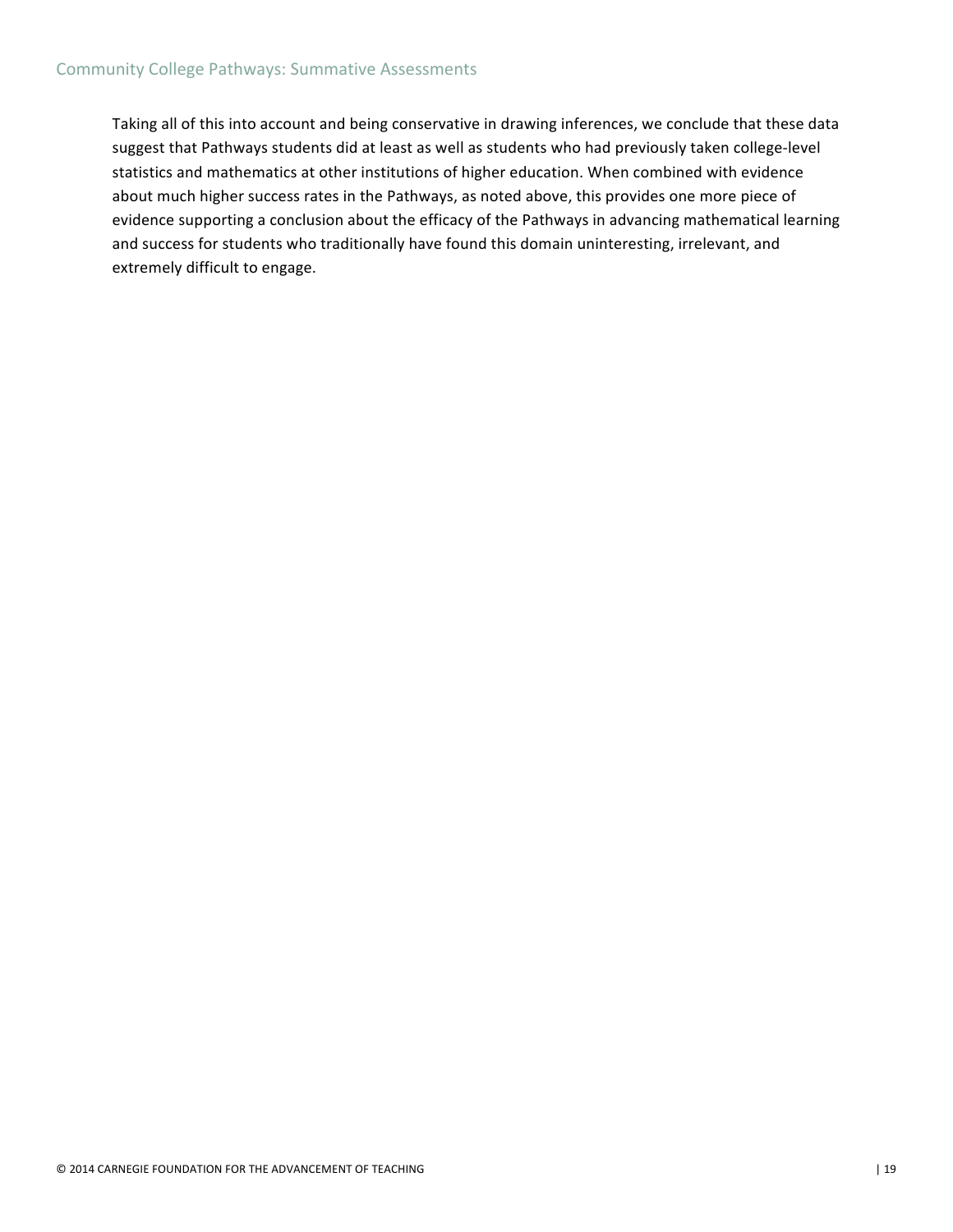Taking all of this into account and being conservative in drawing inferences, we conclude that these data suggest that Pathways students did at least as well as students who had previously taken college-level statistics and mathematics at other institutions of higher education. When combined with evidence about much higher success rates in the Pathways, as noted above, this provides one more piece of evidence supporting a conclusion about the efficacy of the Pathways in advancing mathematical learning and success for students who traditionally have found this domain uninteresting, irrelevant, and extremely difficult to engage.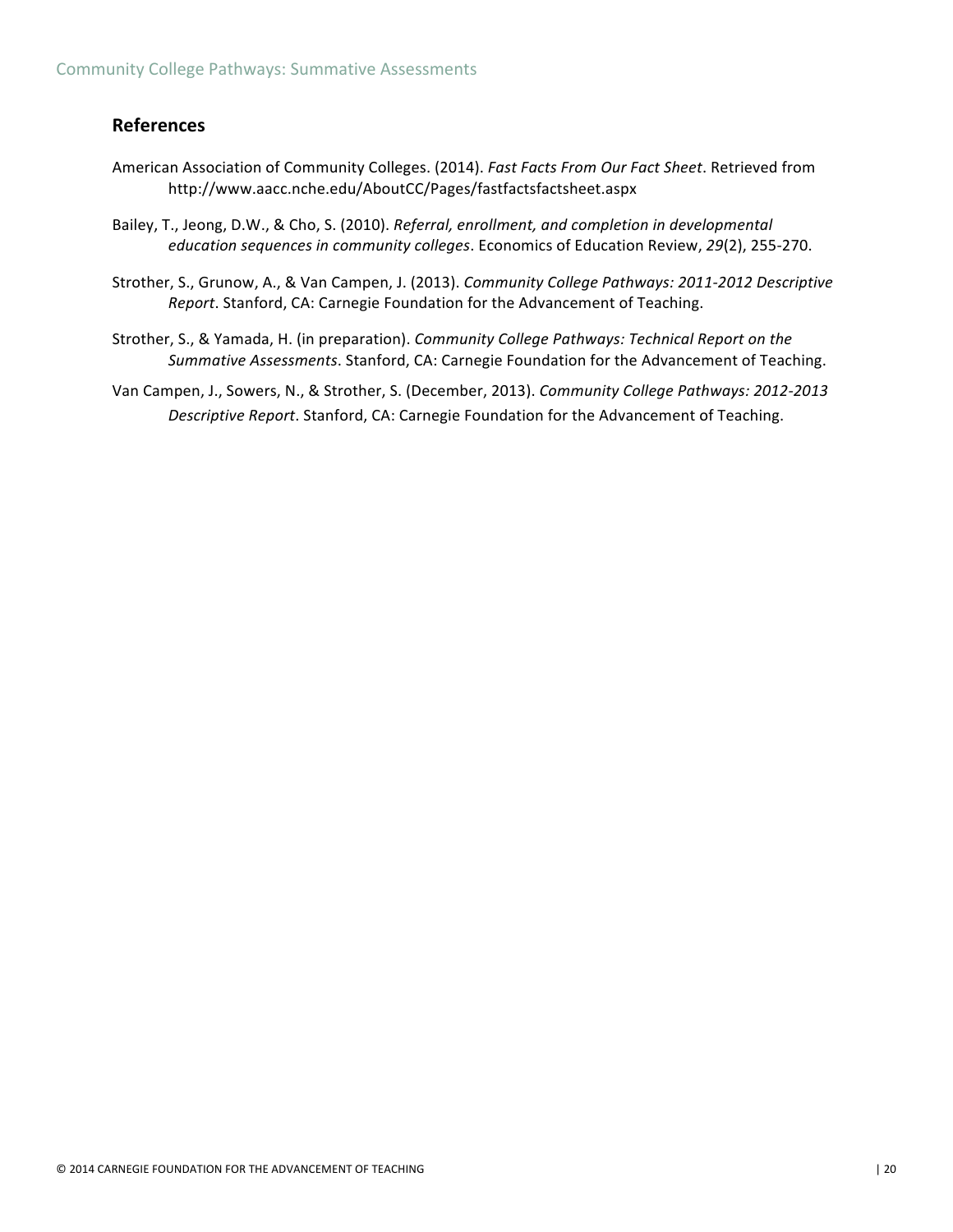## References

American Association of Community Colleges. (2014). *Fast Facts From Our Fact Sheet*. Retrieved from http://www.aacc.nche.edu/AboutCC/Pages/fastfactsfactsheet.aspx

Bailey, T., Jeong, D.W., & Cho, S. (2010). *Referral, enrollment, and completion in developmental education sequences in community colleges*. Economics of Education Review, *29*(2), 255-270.

Strother, S., Grunow, A., & Van Campen, J. (2013). *Community College Pathways: 2011-2012 Descriptive Report*. Stanford, CA: Carnegie Foundation for the Advancement of Teaching.

Strother, S., & Yamada, H. (in preparation). *Community College Pathways: Technical Report on the Summative Assessments*. Stanford, CA: Carnegie Foundation for the Advancement of Teaching.

Van Campen, J., Sowers, N., & Strother, S. (December, 2013). *Community College Pathways: 2012-2013 Descriptive Report*. Stanford, CA: Carnegie Foundation for the Advancement of Teaching.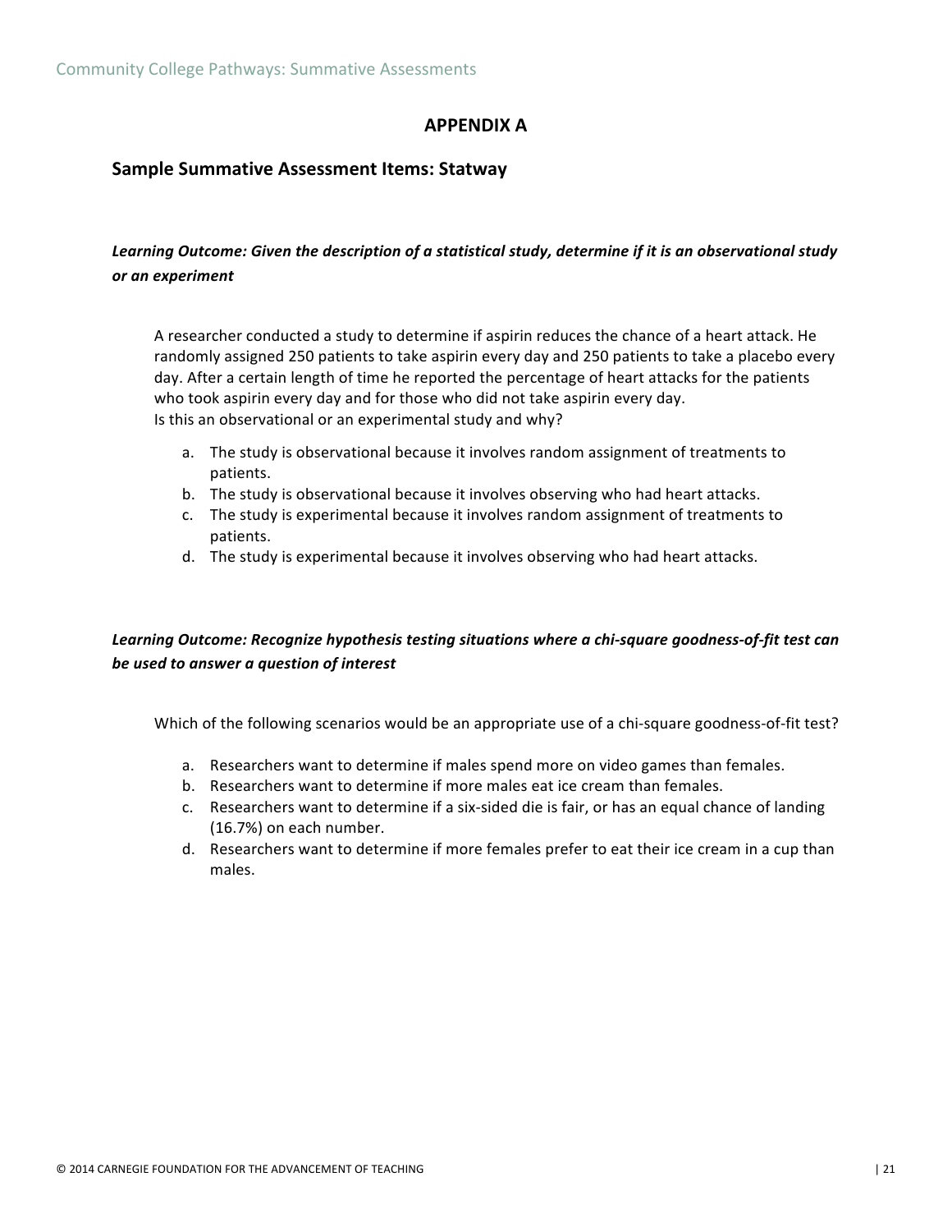# APPENDIX A

## Sample Summative Assessment Items: Statway

***Learning Outcome: Given the description of a statistical study, determine if it is an observational study or an experiment***

A researcher conducted a study to determine if aspirin reduces the chance of a heart attack. He randomly assigned 250 patients to take aspirin every day and 250 patients to take a placebo every day. After a certain length of time he reported the percentage of heart attacks for the patients who took aspirin every day and for those who did not take aspirin every day.
Is this an observational or an experimental study and why?

a. The study is observational because it involves random assignment of treatments to patients.
b. The study is observational because it involves observing who had heart attacks.
c. The study is experimental because it involves random assignment of treatments to patients.
d. The study is experimental because it involves observing who had heart attacks.

***Learning Outcome: Recognize hypothesis testing situations where a chi-square goodness-of-fit test can be used to answer a question of interest***

Which of the following scenarios would be an appropriate use of a chi-square goodness-of-fit test?

a. Researchers want to determine if males spend more on video games than females.
b. Researchers want to determine if more males eat ice cream than females.
c. Researchers want to determine if a six-sided die is fair, or has an equal chance of landing (16.7%) on each number.
d. Researchers want to determine if more females prefer to eat their ice cream in a cup than males.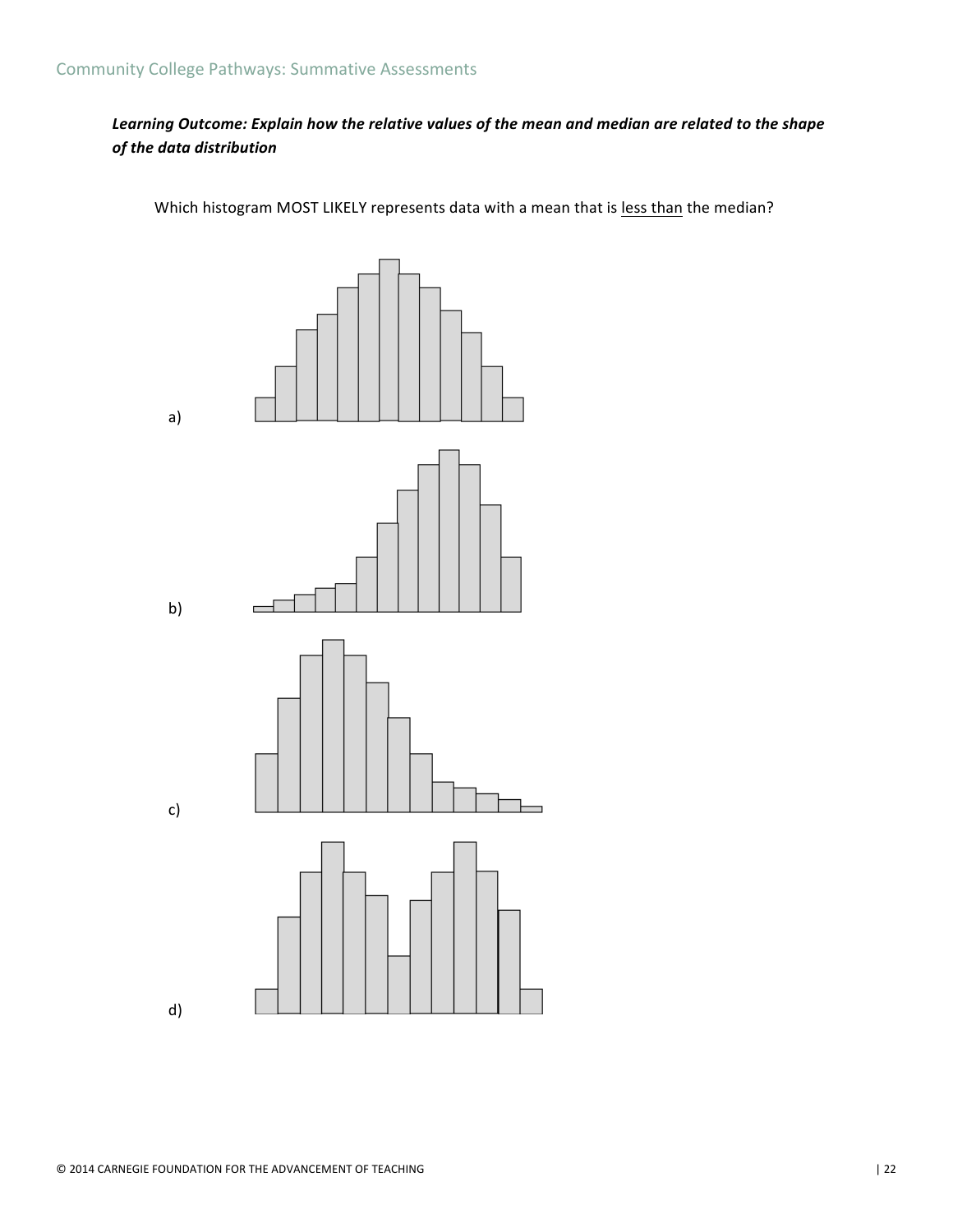***Learning Outcome: Explain how the relative values of the mean and median are related to the shape of the data distribution***

Which histogram MOST LIKELY represents data with a mean that is <u>less than</u> the median?

a)

b)

c)

d)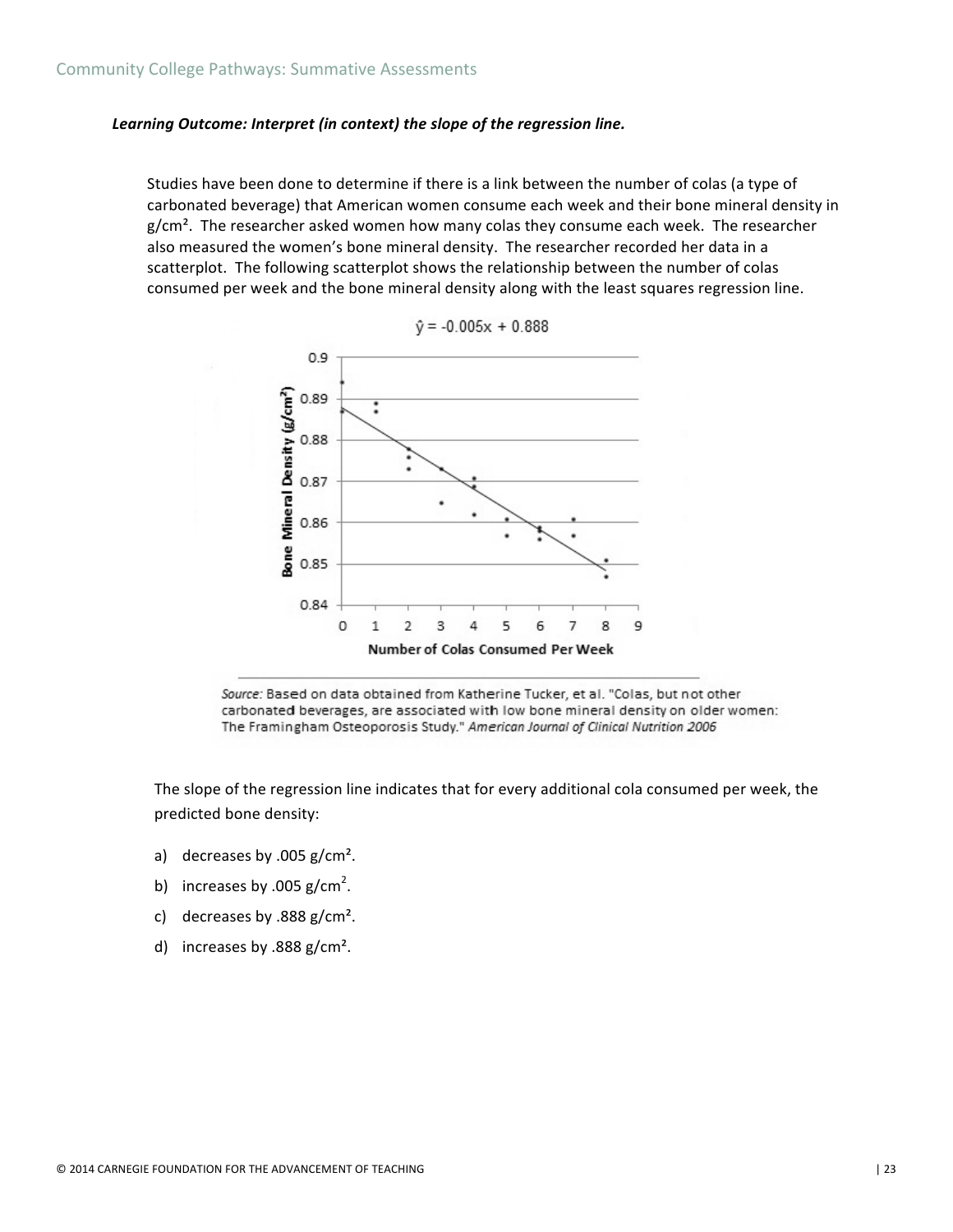***Learning Outcome: Interpret (in context) the slope of the regression line.***

Studies have been done to determine if there is a link between the number of colas (a type of carbonated beverage) that American women consume each week and their bone mineral density in g/cm². The researcher asked women how many colas they consume each week. The researcher also measured the women's bone mineral density. The researcher recorded her data in a scatterplot. The following scatterplot shows the relationship between the number of colas consumed per week and the bone mineral density along with the least squares regression line.

$\hat{y} = -0.005x + 0.888$

*Source:* Based on data obtained from Katherine Tucker, et al. "Colas, but not other carbonated beverages, are associated with low bone mineral density on older women: The Framingham Osteoporosis Study." *American Journal of Clinical Nutrition 2006*

The slope of the regression line indicates that for every additional cola consumed per week, the predicted bone density:

a) decreases by .005 g/cm².

b) increases by .005 g/cm².

c) decreases by .888 g/cm².

d) increases by .888 g/cm².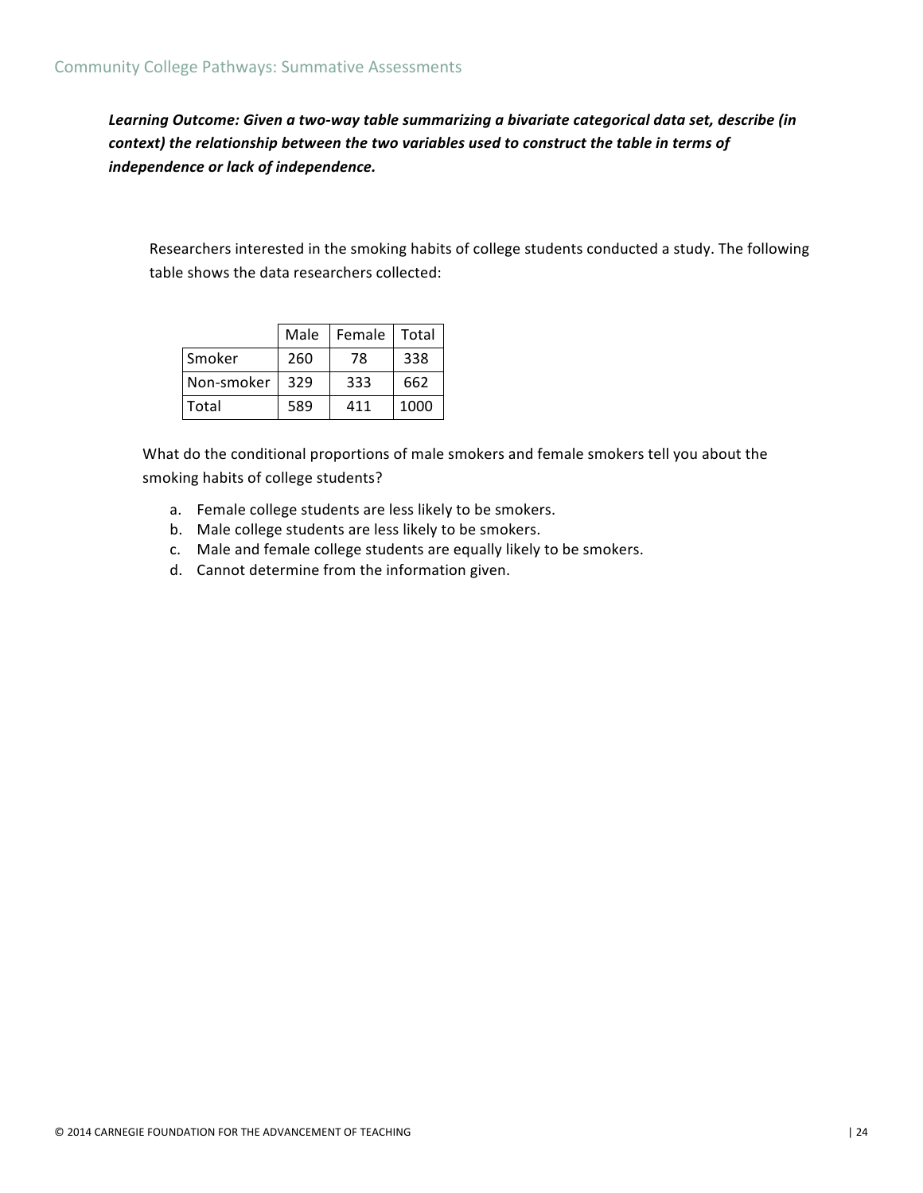***Learning Outcome: Given a two-way table summarizing a bivariate categorical data set, describe (in context) the relationship between the two variables used to construct the table in terms of independence or lack of independence.***

Researchers interested in the smoking habits of college students conducted a study. The following table shows the data researchers collected:

| | Male | Female | Total |
|---|---|---|---|
| Smoker | 260 | 78 | 338 |
| Non-smoker | 329 | 333 | 662 |
| Total | 589 | 411 | 1000 |

What do the conditional proportions of male smokers and female smokers tell you about the smoking habits of college students?

a. Female college students are less likely to be smokers.
b. Male college students are less likely to be smokers.
c. Male and female college students are equally likely to be smokers.
d. Cannot determine from the information given.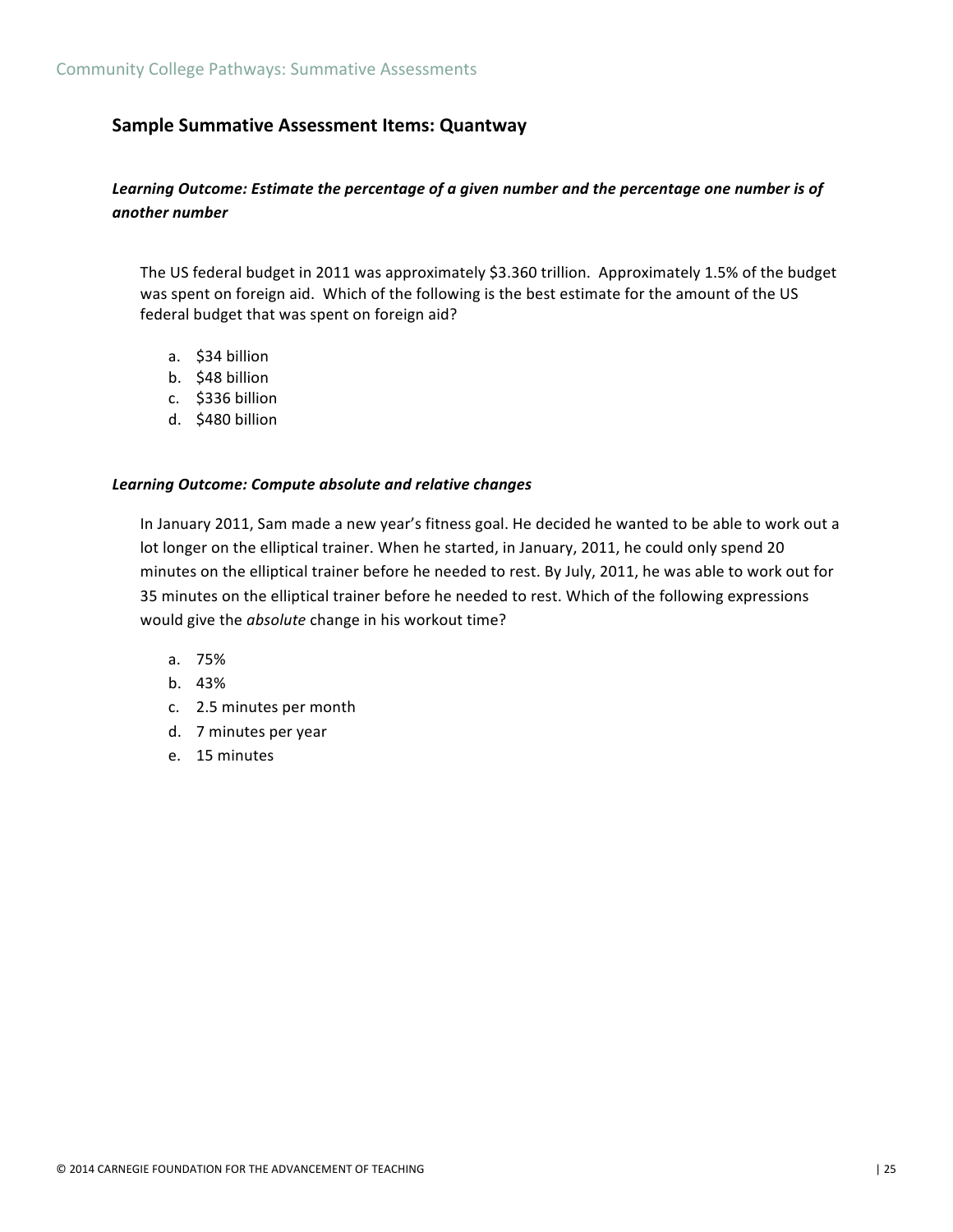## Sample Summative Assessment Items: Quantway

***Learning Outcome: Estimate the percentage of a given number and the percentage one number is of another number***

The US federal budget in 2011 was approximately $3.360 trillion. Approximately 1.5% of the budget was spent on foreign aid. Which of the following is the best estimate for the amount of the US federal budget that was spent on foreign aid?

a. $34 billion
b. $48 billion
c. $336 billion
d. $480 billion

***Learning Outcome: Compute absolute and relative changes***

In January 2011, Sam made a new year's fitness goal. He decided he wanted to be able to work out a lot longer on the elliptical trainer. When he started, in January, 2011, he could only spend 20 minutes on the elliptical trainer before he needed to rest. By July, 2011, he was able to work out for 35 minutes on the elliptical trainer before he needed to rest. Which of the following expressions would give the *absolute* change in his workout time?

a. 75%
b. 43%
c. 2.5 minutes per month
d. 7 minutes per year
e. 15 minutes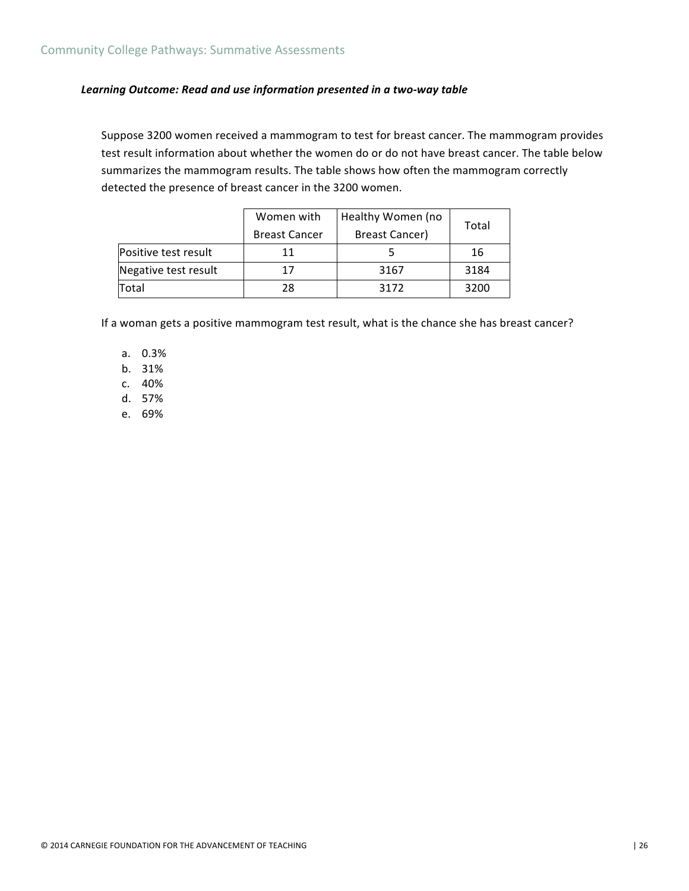***Learning Outcome: Read and use information presented in a two-way table***

Suppose 3200 women received a mammogram to test for breast cancer. The mammogram provides test result information about whether the women do or do not have breast cancer. The table below summarizes the mammogram results. The table shows how often the mammogram correctly detected the presence of breast cancer in the 3200 women.

| | Women with Breast Cancer | Healthy Women (no Breast Cancer) | Total |
|---|---|---|---|
| Positive test result | 11 | 5 | 16 |
| Negative test result | 17 | 3167 | 3184 |
| Total | 28 | 3172 | 3200 |

If a woman gets a positive mammogram test result, what is the chance she has breast cancer?

a. 0.3%
b. 31%
c. 40%
d. 57%
e. 69%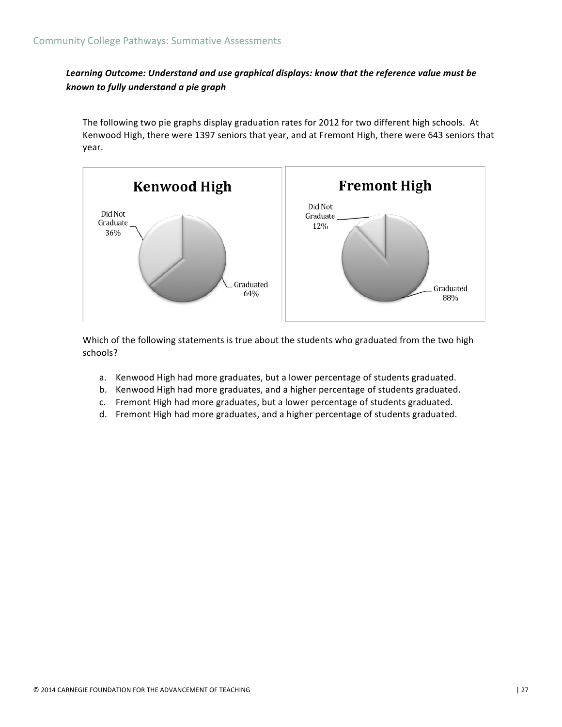***Learning Outcome: Understand and use graphical displays: know that the reference value must be known to fully understand a pie graph***

The following two pie graphs display graduation rates for 2012 for two different high schools. At Kenwood High, there were 1397 seniors that year, and at Fremont High, there were 643 seniors that year.

**Kenwood High**

Did Not Graduate 36%

Graduated 64%

**Fremont High**

Did Not Graduate 12%

Graduated 88%

Which of the following statements is true about the students who graduated from the two high schools?

a. Kenwood High had more graduates, but a lower percentage of students graduated.
b. Kenwood High had more graduates, and a higher percentage of students graduated.
c. Fremont High had more graduates, but a lower percentage of students graduated.
d. Fremont High had more graduates, and a higher percentage of students graduated.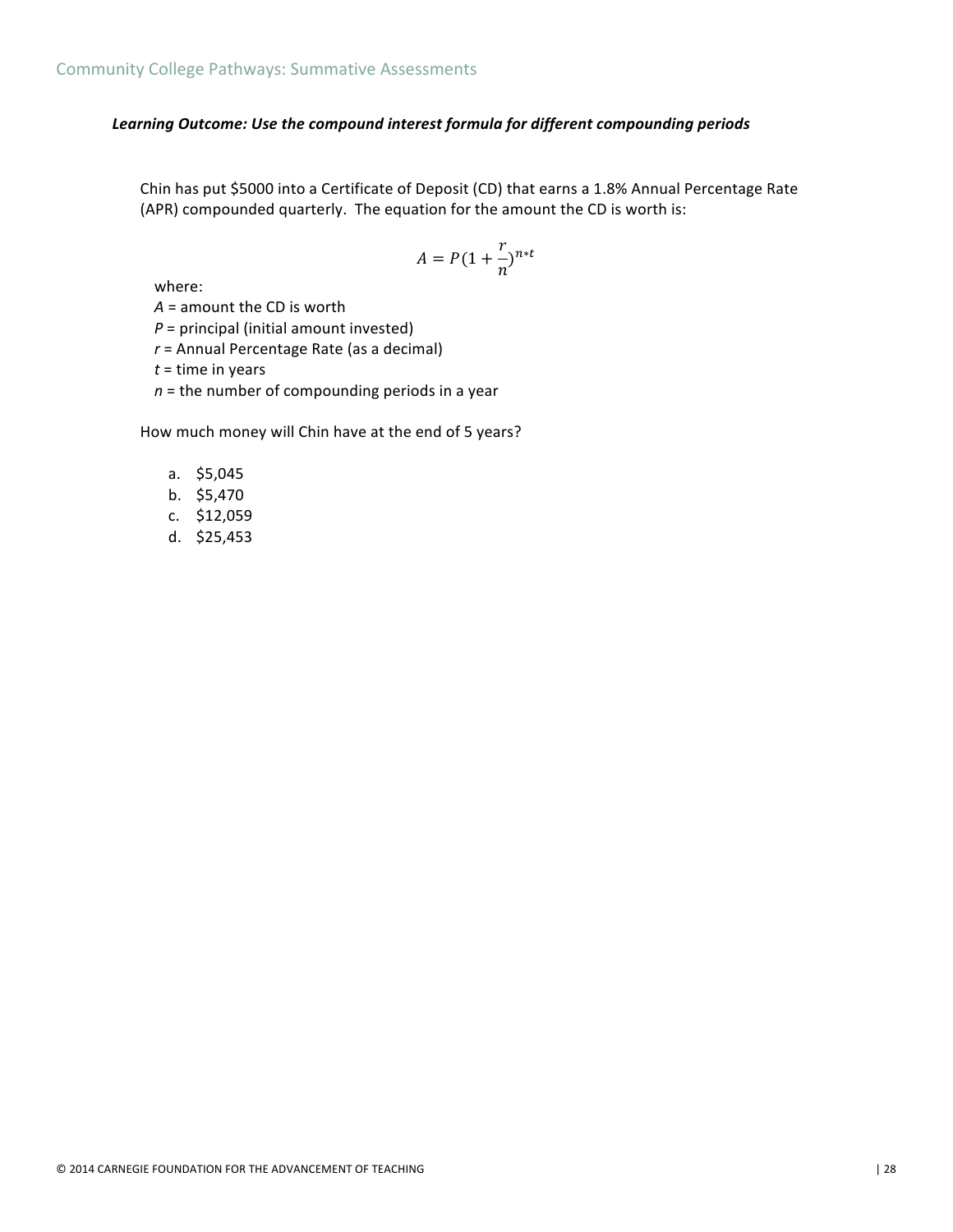***Learning Outcome: Use the compound interest formula for different compounding periods***

Chin has put $5000 into a Certificate of Deposit (CD) that earns a 1.8% Annual Percentage Rate (APR) compounded quarterly. The equation for the amount the CD is worth is:

$$A = P(1 + \frac{r}{n})^{n*t}$$

where:
$A$ = amount the CD is worth
$P$ = principal (initial amount invested)
$r$ = Annual Percentage Rate (as a decimal)
$t$ = time in years
$n$ = the number of compounding periods in a year

How much money will Chin have at the end of 5 years?

a. $5,045
b. $5,470
c. $12,059
d. $25,453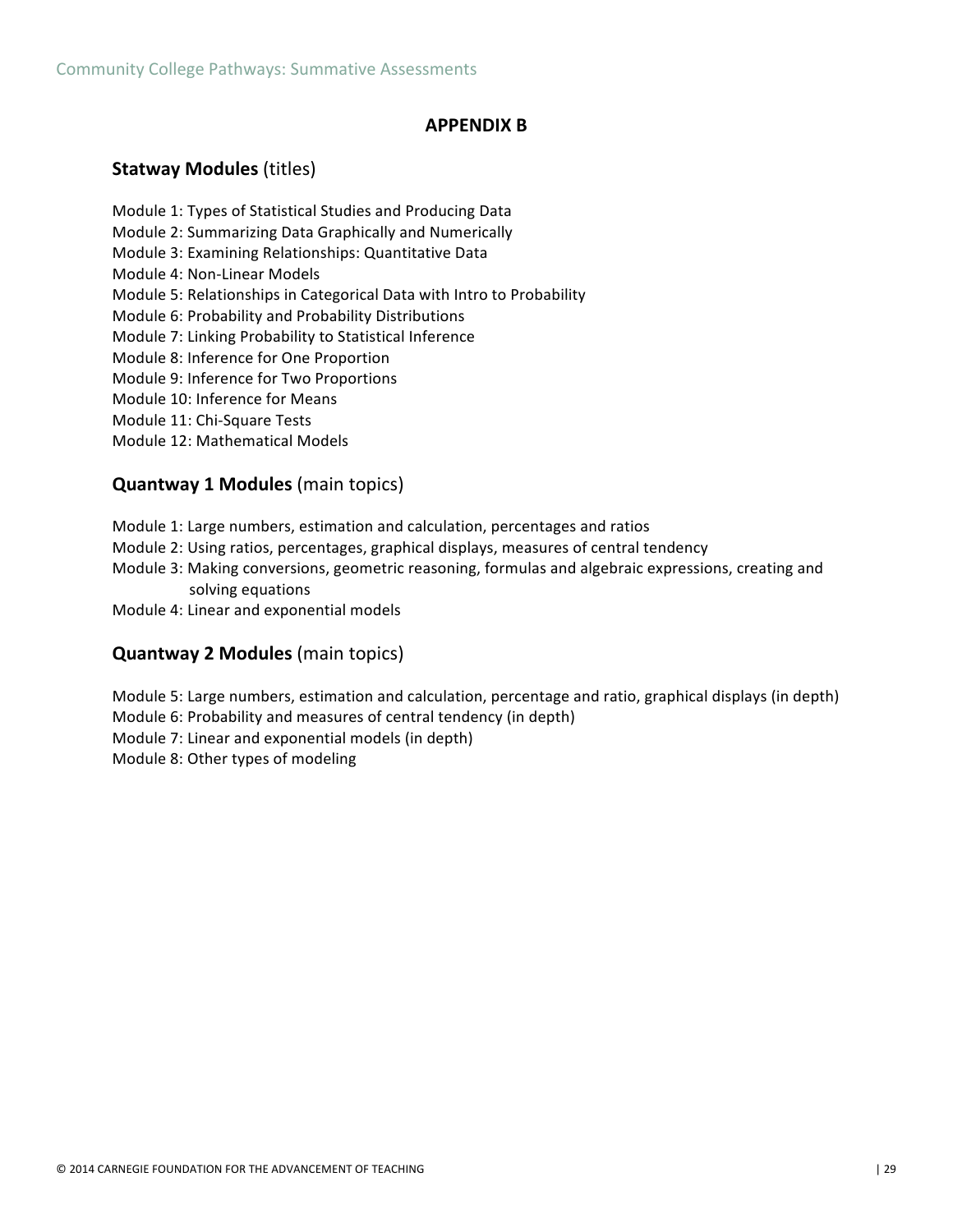## APPENDIX B

### **Statway Modules** (titles)

Module 1: Types of Statistical Studies and Producing Data
Module 2: Summarizing Data Graphically and Numerically
Module 3: Examining Relationships: Quantitative Data
Module 4: Non-Linear Models
Module 5: Relationships in Categorical Data with Intro to Probability
Module 6: Probability and Probability Distributions
Module 7: Linking Probability to Statistical Inference
Module 8: Inference for One Proportion
Module 9: Inference for Two Proportions
Module 10: Inference for Means
Module 11: Chi-Square Tests
Module 12: Mathematical Models

### **Quantway 1 Modules** (main topics)

Module 1: Large numbers, estimation and calculation, percentages and ratios
Module 2: Using ratios, percentages, graphical displays, measures of central tendency
Module 3: Making conversions, geometric reasoning, formulas and algebraic expressions, creating and solving equations
Module 4: Linear and exponential models

### **Quantway 2 Modules** (main topics)

Module 5: Large numbers, estimation and calculation, percentage and ratio, graphical displays (in depth)
Module 6: Probability and measures of central tendency (in depth)
Module 7: Linear and exponential models (in depth)
Module 8: Other types of modeling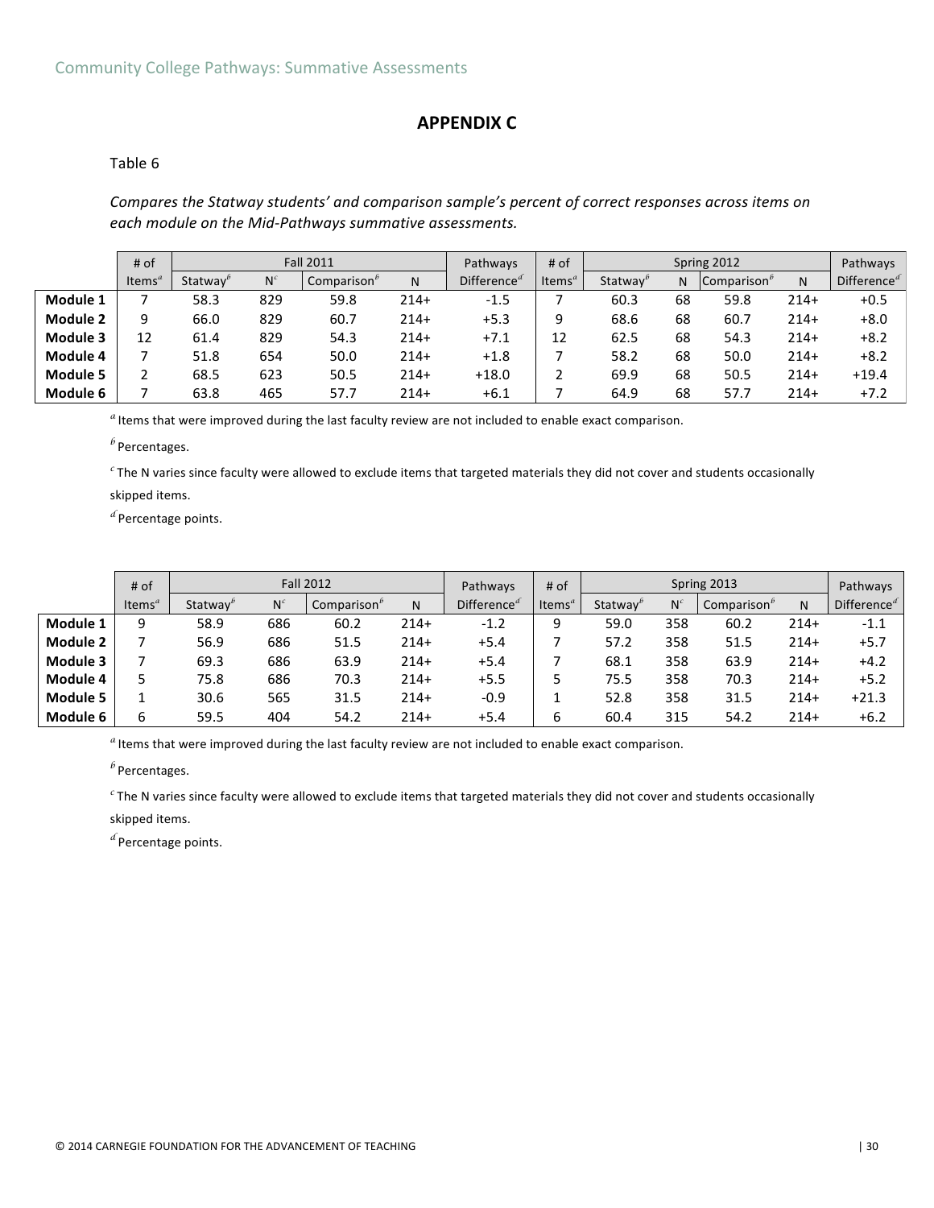## APPENDIX C

Table 6

*Compares the Statway students' and comparison sample's percent of correct responses across items on each module on the Mid-Pathways summative assessments.*

| | # of | Fall 2011 | | | | Pathways | # of | Spring 2012 | | | | Pathways |
|---|---|---|---|---|---|---|---|---|---|---|---|---|
| | Items[a] | Statway[b] | N[c] | Comparison[b] | N | Difference[d] | Items[a] | Statway[b] | N | Comparison[b] | N | Difference[d] |
| **Module 1** | 7 | 58.3 | 829 | 59.8 | 214+ | -1.5 | 7 | 60.3 | 68 | 59.8 | 214+ | +0.5 |
| **Module 2** | 9 | 66.0 | 829 | 60.7 | 214+ | +5.3 | 9 | 68.6 | 68 | 60.7 | 214+ | +8.0 |
| **Module 3** | 12 | 61.4 | 829 | 54.3 | 214+ | +7.1 | 12 | 62.5 | 68 | 54.3 | 214+ | +8.2 |
| **Module 4** | 7 | 51.8 | 654 | 50.0 | 214+ | +1.8 | 7 | 58.2 | 68 | 50.0 | 214+ | +8.2 |
| **Module 5** | 2 | 68.5 | 623 | 50.5 | 214+ | +18.0 | 2 | 69.9 | 68 | 50.5 | 214+ | +19.4 |
| **Module 6** | 7 | 63.8 | 465 | 57.7 | 214+ | +6.1 | 7 | 64.9 | 68 | 57.7 | 214+ | +7.2 |

[a] Items that were improved during the last faculty review are not included to enable exact comparison.

[b] Percentages.

[c] The N varies since faculty were allowed to exclude items that targeted materials they did not cover and students occasionally skipped items.

[d] Percentage points.

| | # of | Fall 2012 | | | | Pathways | # of | Spring 2013 | | | | Pathways |
|---|---|---|---|---|---|---|---|---|---|---|---|---|
| | Items[a] | Statway[b] | N[c] | Comparison[b] | N | Difference[d] | Items[a] | Statway[b] | N[c] | Comparison[b] | N | Difference[d] |
| **Module 1** | 9 | 58.9 | 686 | 60.2 | 214+ | -1.2 | 9 | 59.0 | 358 | 60.2 | 214+ | -1.1 |
| **Module 2** | 7 | 56.9 | 686 | 51.5 | 214+ | +5.4 | 7 | 57.2 | 358 | 51.5 | 214+ | +5.7 |
| **Module 3** | 7 | 69.3 | 686 | 63.9 | 214+ | +5.4 | 7 | 68.1 | 358 | 63.9 | 214+ | +4.2 |
| **Module 4** | 5 | 75.8 | 686 | 70.3 | 214+ | +5.5 | 5 | 75.5 | 358 | 70.3 | 214+ | +5.2 |
| **Module 5** | 1 | 30.6 | 565 | 31.5 | 214+ | -0.9 | 1 | 52.8 | 358 | 31.5 | 214+ | +21.3 |
| **Module 6** | 6 | 59.5 | 404 | 54.2 | 214+ | +5.4 | 6 | 60.4 | 315 | 54.2 | 214+ | +6.2 |

[a] Items that were improved during the last faculty review are not included to enable exact comparison.

[b] Percentages.

[c] The N varies since faculty were allowed to exclude items that targeted materials they did not cover and students occasionally skipped items.

[d] Percentage points.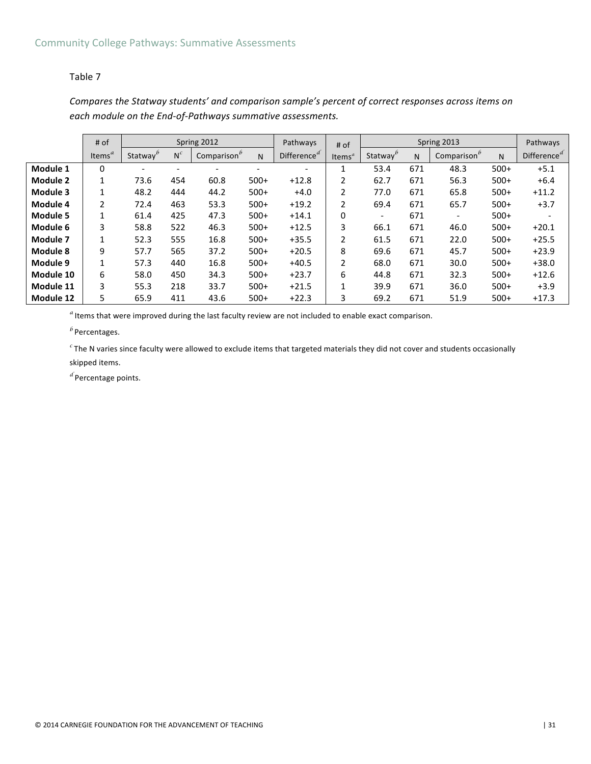Table 7

*Compares the Statway students' and comparison sample's percent of correct responses across items on each module on the End-of-Pathways summative assessments.*

| | # of | Spring 2012 | | | | Pathways | # of | Spring 2013 | | | | Pathways |
|---|---|---|---|---|---|---|---|---|---|---|---|---|
| | Items[a] | Statway[b] | N[c] | Comparison[b] | N | Difference[d] | Items[a] | Statway[b] | N | Comparison[b] | N | Difference[d] |
| **Module 1** | 0 | - | - | - | - | - | 1 | 53.4 | 671 | 48.3 | 500+ | +5.1 |
| **Module 2** | 1 | 73.6 | 454 | 60.8 | 500+ | +12.8 | 2 | 62.7 | 671 | 56.3 | 500+ | +6.4 |
| **Module 3** | 1 | 48.2 | 444 | 44.2 | 500+ | +4.0 | 2 | 77.0 | 671 | 65.8 | 500+ | +11.2 |
| **Module 4** | 2 | 72.4 | 463 | 53.3 | 500+ | +19.2 | 2 | 69.4 | 671 | 65.7 | 500+ | +3.7 |
| **Module 5** | 1 | 61.4 | 425 | 47.3 | 500+ | +14.1 | 0 | - | 671 | - | 500+ | - |
| **Module 6** | 3 | 58.8 | 522 | 46.3 | 500+ | +12.5 | 3 | 66.1 | 671 | 46.0 | 500+ | +20.1 |
| **Module 7** | 1 | 52.3 | 555 | 16.8 | 500+ | +35.5 | 2 | 61.5 | 671 | 22.0 | 500+ | +25.5 |
| **Module 8** | 9 | 57.7 | 565 | 37.2 | 500+ | +20.5 | 8 | 69.6 | 671 | 45.7 | 500+ | +23.9 |
| **Module 9** | 1 | 57.3 | 440 | 16.8 | 500+ | +40.5 | 2 | 68.0 | 671 | 30.0 | 500+ | +38.0 |
| **Module 10** | 6 | 58.0 | 450 | 34.3 | 500+ | +23.7 | 6 | 44.8 | 671 | 32.3 | 500+ | +12.6 |
| **Module 11** | 3 | 55.3 | 218 | 33.7 | 500+ | +21.5 | 1 | 39.9 | 671 | 36.0 | 500+ | +3.9 |
| **Module 12** | 5 | 65.9 | 411 | 43.6 | 500+ | +22.3 | 3 | 69.2 | 671 | 51.9 | 500+ | +17.3 |

[a] Items that were improved during the last faculty review are not included to enable exact comparison.

[b] Percentages.

[c] The N varies since faculty were allowed to exclude items that targeted materials they did not cover and students occasionally skipped items.

[d] Percentage points.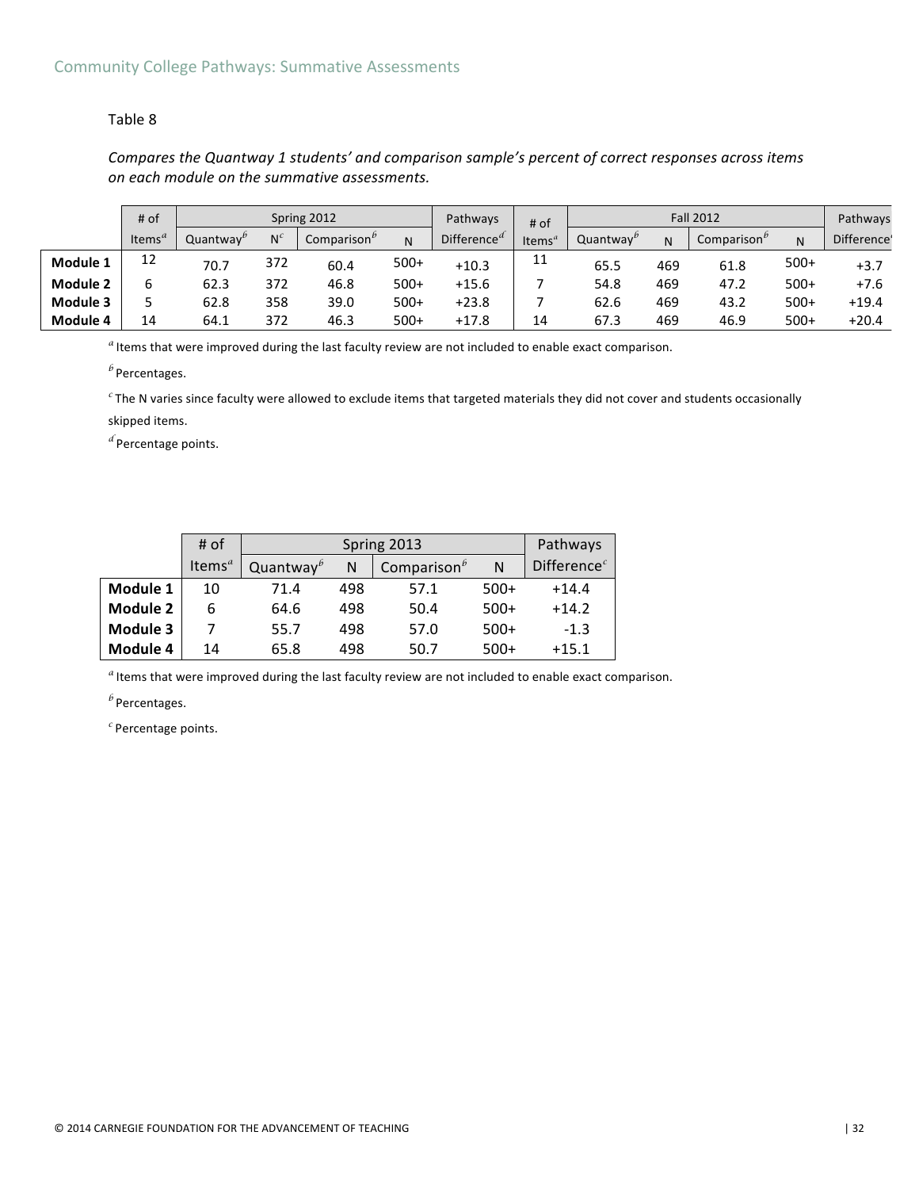Table 8

*Compares the Quantway 1 students' and comparison sample's percent of correct responses across items on each module on the summative assessments.*

| | # of Items[a] | Spring 2012 | | | | Pathways Difference[d] | # of Items[a] | Fall 2012 | | | | Pathways Difference[c] |
|---|---|---|---|---|---|---|---|---|---|---|---|---|
| | | Quantway[b] | N[c] | Comparison[b] | N | | | Quantway[b] | N | Comparison[b] | N | |
| **Module 1** | 12 | 70.7 | 372 | 60.4 | 500+ | +10.3 | 11 | 65.5 | 469 | 61.8 | 500+ | +3.7 |
| **Module 2** | 6 | 62.3 | 372 | 46.8 | 500+ | +15.6 | 7 | 54.8 | 469 | 47.2 | 500+ | +7.6 |
| **Module 3** | 5 | 62.8 | 358 | 39.0 | 500+ | +23.8 | 7 | 62.6 | 469 | 43.2 | 500+ | +19.4 |
| **Module 4** | 14 | 64.1 | 372 | 46.3 | 500+ | +17.8 | 14 | 67.3 | 469 | 46.9 | 500+ | +20.4 |

[a] Items that were improved during the last faculty review are not included to enable exact comparison.

[b] Percentages.

[c] The N varies since faculty were allowed to exclude items that targeted materials they did not cover and students occasionally skipped items.

[d] Percentage points.

| | # of Items[a] | Spring 2013 | | | | Pathways Difference[c] |
|---|---|---|---|---|---|---|
| | | Quantway[b] | N | Comparison[b] | N | |
| **Module 1** | 10 | 71.4 | 498 | 57.1 | 500+ | +14.4 |
| **Module 2** | 6 | 64.6 | 498 | 50.4 | 500+ | +14.2 |
| **Module 3** | 7 | 55.7 | 498 | 57.0 | 500+ | -1.3 |
| **Module 4** | 14 | 65.8 | 498 | 50.7 | 500+ | +15.1 |

[a] Items that were improved during the last faculty review are not included to enable exact comparison.

[b] Percentages.

[c] Percentage points.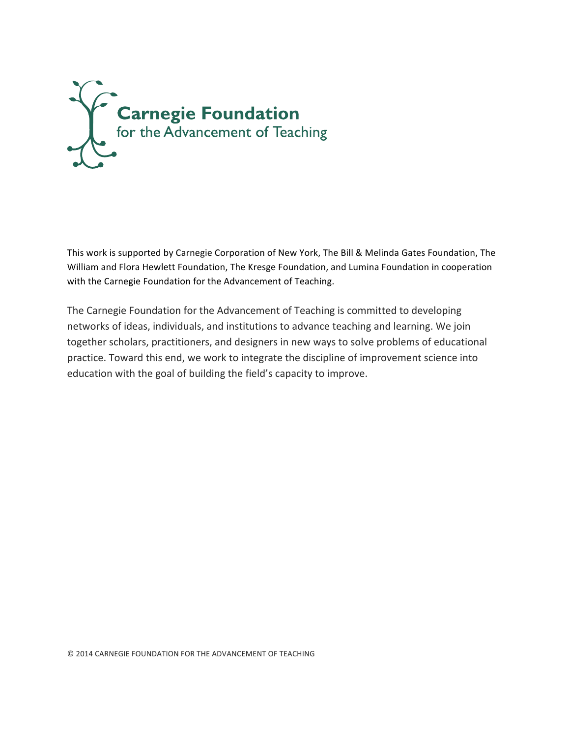**Carnegie Foundation**
for the Advancement of Teaching

This work is supported by Carnegie Corporation of New York, The Bill & Melinda Gates Foundation, The William and Flora Hewlett Foundation, The Kresge Foundation, and Lumina Foundation in cooperation with the Carnegie Foundation for the Advancement of Teaching.

The Carnegie Foundation for the Advancement of Teaching is committed to developing networks of ideas, individuals, and institutions to advance teaching and learning. We join together scholars, practitioners, and designers in new ways to solve problems of educational practice. Toward this end, we work to integrate the discipline of improvement science into education with the goal of building the field's capacity to improve.

© 2014 CARNEGIE FOUNDATION FOR THE ADVANCEMENT OF TEACHING